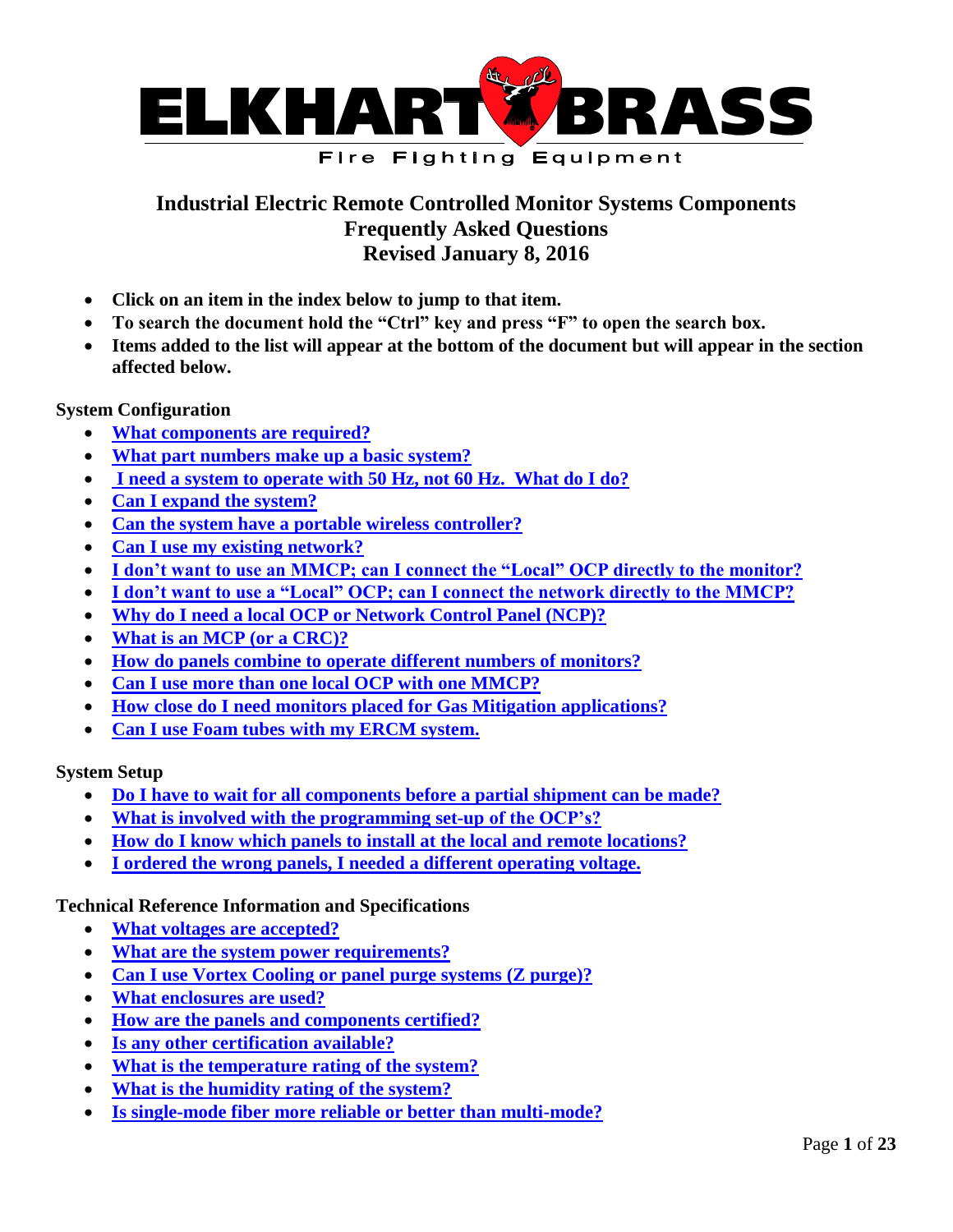ELKHART BRASS

Fire Fighting Equipment

# Industrial Electric Remote Controlled Monitor Systems Components Frequently Asked Questions Revised January 8, 2016

- **Click on an item in the index below to jump to that item.**
- **To search the document hold the "Ctrl" key and press "F" to open the search box.**
- **Items added to the list will appear at the bottom of the document but will appear in the section affected below.**

**System Configuration**

- **What components are required?**
- **What part numbers make up a basic system?**
- **I need a system to operate with 50 Hz, not 60 Hz. What do I do?**
- **Can I expand the system?**
- **Can the system have a portable wireless controller?**
- **Can I use my existing network?**
- **I don't want to use an MMCP; can I connect the "Local" OCP directly to the monitor?**
- **I don't want to use a "Local" OCP; can I connect the network directly to the MMCP?**
- **Why do I need a local OCP or Network Control Panel (NCP)?**
- **What is an MCP (or a CRC)?**
- **How do panels combine to operate different numbers of monitors?**
- **Can I use more than one local OCP with one MMCP?**
- **How close do I need monitors placed for Gas Mitigation applications?**
- **Can I use Foam tubes with my ERCM system.**

**System Setup**

- **Do I have to wait for all components before a partial shipment can be made?**
- **What is involved with the programming set-up of the OCP's?**
- **How do I know which panels to install at the local and remote locations?**
- **I ordered the wrong panels, I needed a different operating voltage.**

**Technical Reference Information and Specifications**

- **What voltages are accepted?**
- **What are the system power requirements?**
- **Can I use Vortex Cooling or panel purge systems (Z purge)?**
- **What enclosures are used?**
- **How are the panels and components certified?**
- **Is any other certification available?**
- **What is the temperature rating of the system?**
- **What is the humidity rating of the system?**
- **Is single-mode fiber more reliable or better than multi-mode?**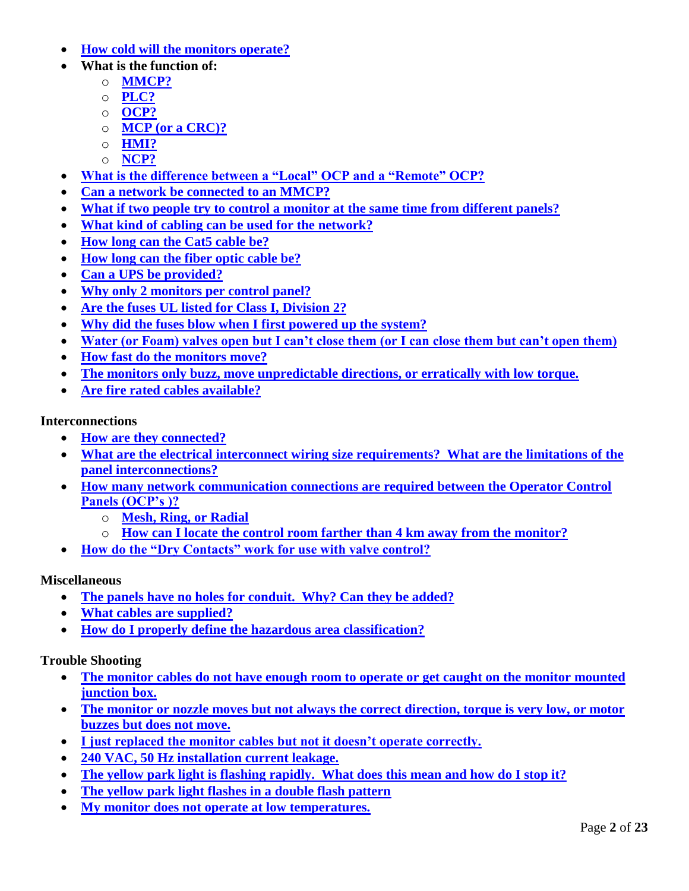- **How cold will the monitors operate?**
- **What is the function of:**
  - **MMCP?**
  - **PLC?**
  - **OCP?**
  - **MCP (or a CRC)?**
  - **HMI?**
  - **NCP?**
- **What is the difference between a "Local" OCP and a "Remote" OCP?**
- **Can a network be connected to an MMCP?**
- **What if two people try to control a monitor at the same time from different panels?**
- **What kind of cabling can be used for the network?**
- **How long can the Cat5 cable be?**
- **How long can the fiber optic cable be?**
- **Can a UPS be provided?**
- **Why only 2 monitors per control panel?**
- **Are the fuses UL listed for Class I, Division 2?**
- **Why did the fuses blow when I first powered up the system?**
- **Water (or Foam) valves open but I can't close them (or I can close them but can't open them)**
- **How fast do the monitors move?**
- **The monitors only buzz, move unpredictable directions, or erratically with low torque.**
- **Are fire rated cables available?**

**Interconnections**

- **How are they connected?**
- **What are the electrical interconnect wiring size requirements? What are the limitations of the panel interconnections?**
- **How many network communication connections are required between the Operator Control Panels (OCP's )?**
  - **Mesh, Ring, or Radial**
  - **How can I locate the control room farther than 4 km away from the monitor?**
- **How do the "Dry Contacts" work for use with valve control?**

**Miscellaneous**

- **The panels have no holes for conduit. Why? Can they be added?**
- **What cables are supplied?**
- **How do I properly define the hazardous area classification?**

**Trouble Shooting**

- **The monitor cables do not have enough room to operate or get caught on the monitor mounted junction box.**
- **The monitor or nozzle moves but not always the correct direction, torque is very low, or motor buzzes but does not move.**
- **I just replaced the monitor cables but not it doesn't operate correctly.**
- **240 VAC, 50 Hz installation current leakage.**
- **The yellow park light is flashing rapidly. What does this mean and how do I stop it?**
- **The yellow park light flashes in a double flash pattern**
- **My monitor does not operate at low temperatures.**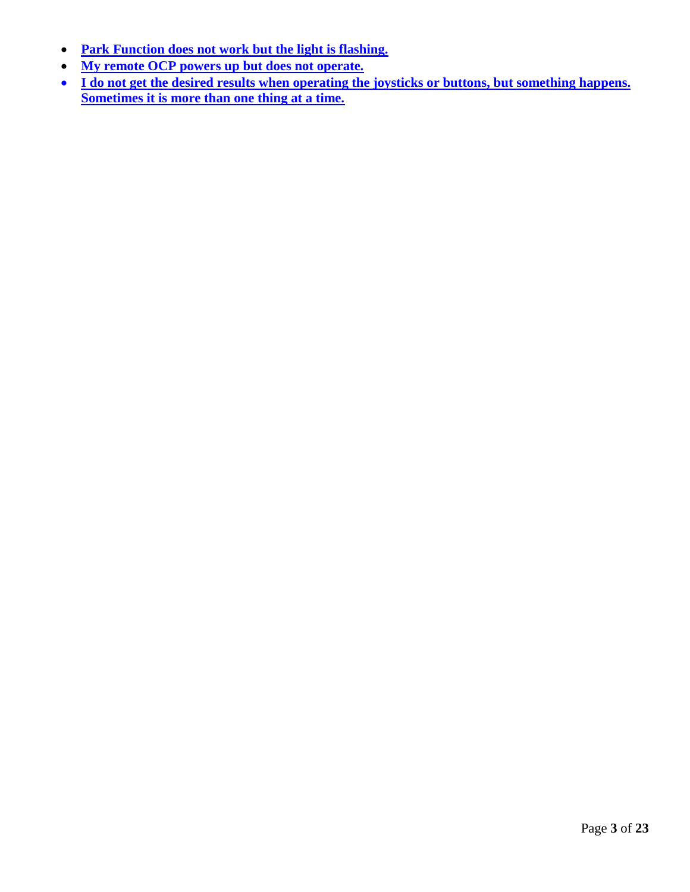- **Park Function does not work but the light is flashing.**
- **My remote OCP powers up but does not operate.**
- **I do not get the desired results when operating the joysticks or buttons, but something happens. Sometimes it is more than one thing at a time.**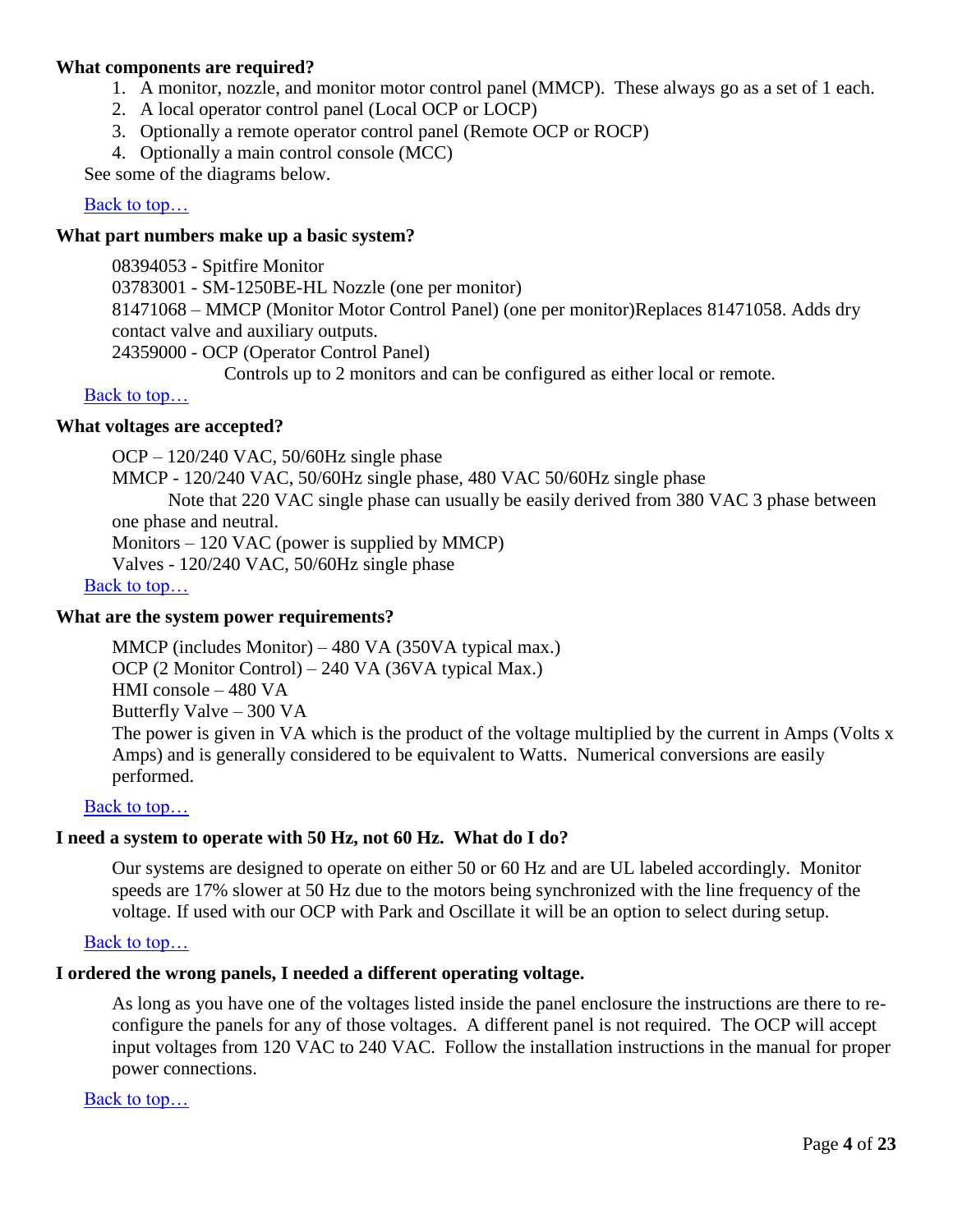### What components are required?

1. A monitor, nozzle, and monitor motor control panel (MMCP). These always go as a set of 1 each.
2. A local operator control panel (Local OCP or LOCP)
3. Optionally a remote operator control panel (Remote OCP or ROCP)
4. Optionally a main control console (MCC)

See some of the diagrams below.

Back to top…

### What part numbers make up a basic system?

08394053 - Spitfire Monitor
03783001 - SM-1250BE-HL Nozzle (one per monitor)
81471068 – MMCP (Monitor Motor Control Panel) (one per monitor)Replaces 81471058. Adds dry contact valve and auxiliary outputs.
24359000 - OCP (Operator Control Panel)
Controls up to 2 monitors and can be configured as either local or remote.

Back to top…

### What voltages are accepted?

OCP – 120/240 VAC, 50/60Hz single phase
MMCP - 120/240 VAC, 50/60Hz single phase, 480 VAC 50/60Hz single phase
Note that 220 VAC single phase can usually be easily derived from 380 VAC 3 phase between one phase and neutral.
Monitors – 120 VAC (power is supplied by MMCP)
Valves - 120/240 VAC, 50/60Hz single phase

Back to top…

### What are the system power requirements?

MMCP (includes Monitor) – 480 VA (350VA typical max.)
OCP (2 Monitor Control) – 240 VA (36VA typical Max.)
HMI console – 480 VA
Butterfly Valve – 300 VA
The power is given in VA which is the product of the voltage multiplied by the current in Amps (Volts x Amps) and is generally considered to be equivalent to Watts. Numerical conversions are easily performed.

Back to top…

### I need a system to operate with 50 Hz, not 60 Hz. What do I do?

Our systems are designed to operate on either 50 or 60 Hz and are UL labeled accordingly. Monitor speeds are 17% slower at 50 Hz due to the motors being synchronized with the line frequency of the voltage. If used with our OCP with Park and Oscillate it will be an option to select during setup.

Back to top…

### I ordered the wrong panels, I needed a different operating voltage.

As long as you have one of the voltages listed inside the panel enclosure the instructions are there to re-configure the panels for any of those voltages. A different panel is not required. The OCP will accept input voltages from 120 VAC to 240 VAC. Follow the installation instructions in the manual for proper power connections.

Back to top…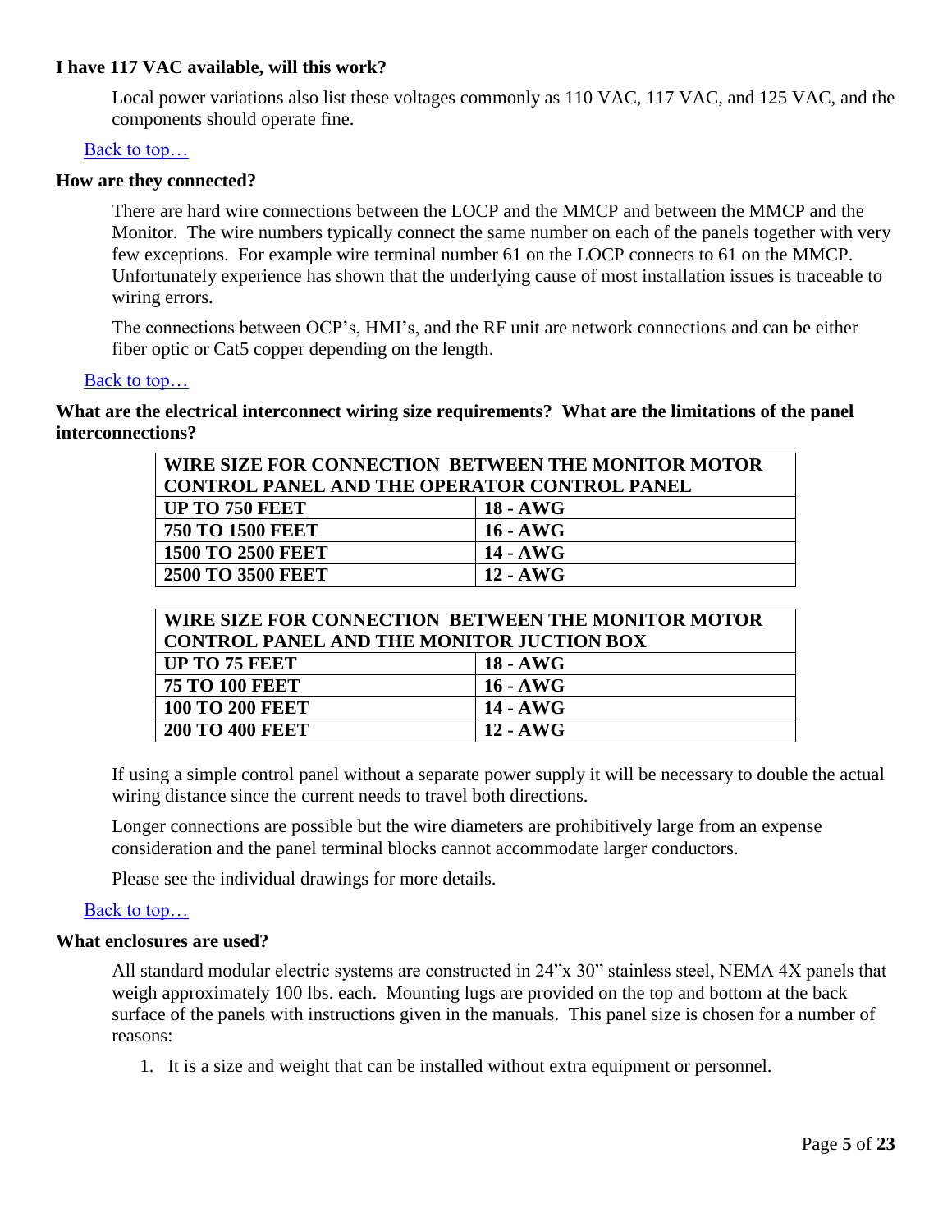**I have 117 VAC available, will this work?**

Local power variations also list these voltages commonly as 110 VAC, 117 VAC, and 125 VAC, and the components should operate fine.

Back to top…

**How are they connected?**

There are hard wire connections between the LOCP and the MMCP and between the MMCP and the Monitor. The wire numbers typically connect the same number on each of the panels together with very few exceptions. For example wire terminal number 61 on the LOCP connects to 61 on the MMCP. Unfortunately experience has shown that the underlying cause of most installation issues is traceable to wiring errors.

The connections between OCP's, HMI's, and the RF unit are network connections and can be either fiber optic or Cat5 copper depending on the length.

Back to top…

**What are the electrical interconnect wiring size requirements? What are the limitations of the panel interconnections?**

| WIRE SIZE FOR CONNECTION BETWEEN THE MONITOR MOTOR CONTROL PANEL AND THE OPERATOR CONTROL PANEL | |
|---|---|
| UP TO 750 FEET | 18 - AWG |
| 750 TO 1500 FEET | 16 - AWG |
| 1500 TO 2500 FEET | 14 - AWG |
| 2500 TO 3500 FEET | 12 - AWG |

| WIRE SIZE FOR CONNECTION BETWEEN THE MONITOR MOTOR CONTROL PANEL AND THE MONITOR JUCTION BOX | |
|---|---|
| UP TO 75 FEET | 18 - AWG |
| 75 TO 100 FEET | 16 - AWG |
| 100 TO 200 FEET | 14 - AWG |
| 200 TO 400 FEET | 12 - AWG |

If using a simple control panel without a separate power supply it will be necessary to double the actual wiring distance since the current needs to travel both directions.

Longer connections are possible but the wire diameters are prohibitively large from an expense consideration and the panel terminal blocks cannot accommodate larger conductors.

Please see the individual drawings for more details.

Back to top…

**What enclosures are used?**

All standard modular electric systems are constructed in 24"x 30" stainless steel, NEMA 4X panels that weigh approximately 100 lbs. each. Mounting lugs are provided on the top and bottom at the back surface of the panels with instructions given in the manuals. This panel size is chosen for a number of reasons:

1. It is a size and weight that can be installed without extra equipment or personnel.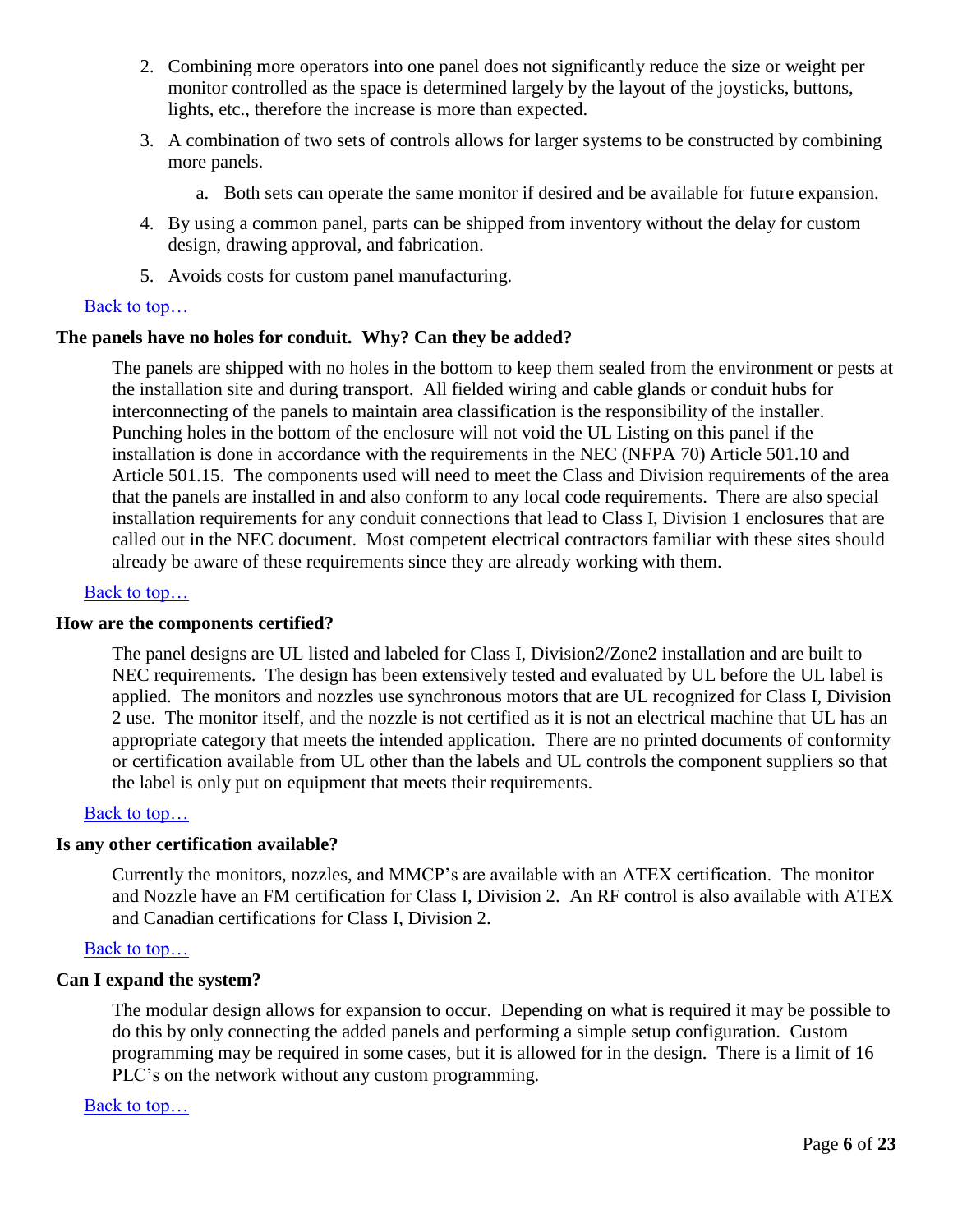2. Combining more operators into one panel does not significantly reduce the size or weight per monitor controlled as the space is determined largely by the layout of the joysticks, buttons, lights, etc., therefore the increase is more than expected.
3. A combination of two sets of controls allows for larger systems to be constructed by combining more panels.
   a. Both sets can operate the same monitor if desired and be available for future expansion.
4. By using a common panel, parts can be shipped from inventory without the delay for custom design, drawing approval, and fabrication.
5. Avoids costs for custom panel manufacturing.

Back to top…

**The panels have no holes for conduit. Why? Can they be added?**

The panels are shipped with no holes in the bottom to keep them sealed from the environment or pests at the installation site and during transport. All fielded wiring and cable glands or conduit hubs for interconnecting of the panels to maintain area classification is the responsibility of the installer. Punching holes in the bottom of the enclosure will not void the UL Listing on this panel if the installation is done in accordance with the requirements in the NEC (NFPA 70) Article 501.10 and Article 501.15. The components used will need to meet the Class and Division requirements of the area that the panels are installed in and also conform to any local code requirements. There are also special installation requirements for any conduit connections that lead to Class I, Division 1 enclosures that are called out in the NEC document. Most competent electrical contractors familiar with these sites should already be aware of these requirements since they are already working with them.

Back to top…

**How are the components certified?**

The panel designs are UL listed and labeled for Class I, Division2/Zone2 installation and are built to NEC requirements. The design has been extensively tested and evaluated by UL before the UL label is applied. The monitors and nozzles use synchronous motors that are UL recognized for Class I, Division 2 use. The monitor itself, and the nozzle is not certified as it is not an electrical machine that UL has an appropriate category that meets the intended application. There are no printed documents of conformity or certification available from UL other than the labels and UL controls the component suppliers so that the label is only put on equipment that meets their requirements.

Back to top…

**Is any other certification available?**

Currently the monitors, nozzles, and MMCP's are available with an ATEX certification. The monitor and Nozzle have an FM certification for Class I, Division 2. An RF control is also available with ATEX and Canadian certifications for Class I, Division 2.

Back to top…

**Can I expand the system?**

The modular design allows for expansion to occur. Depending on what is required it may be possible to do this by only connecting the added panels and performing a simple setup configuration. Custom programming may be required in some cases, but it is allowed for in the design. There is a limit of 16 PLC's on the network without any custom programming.

Back to top…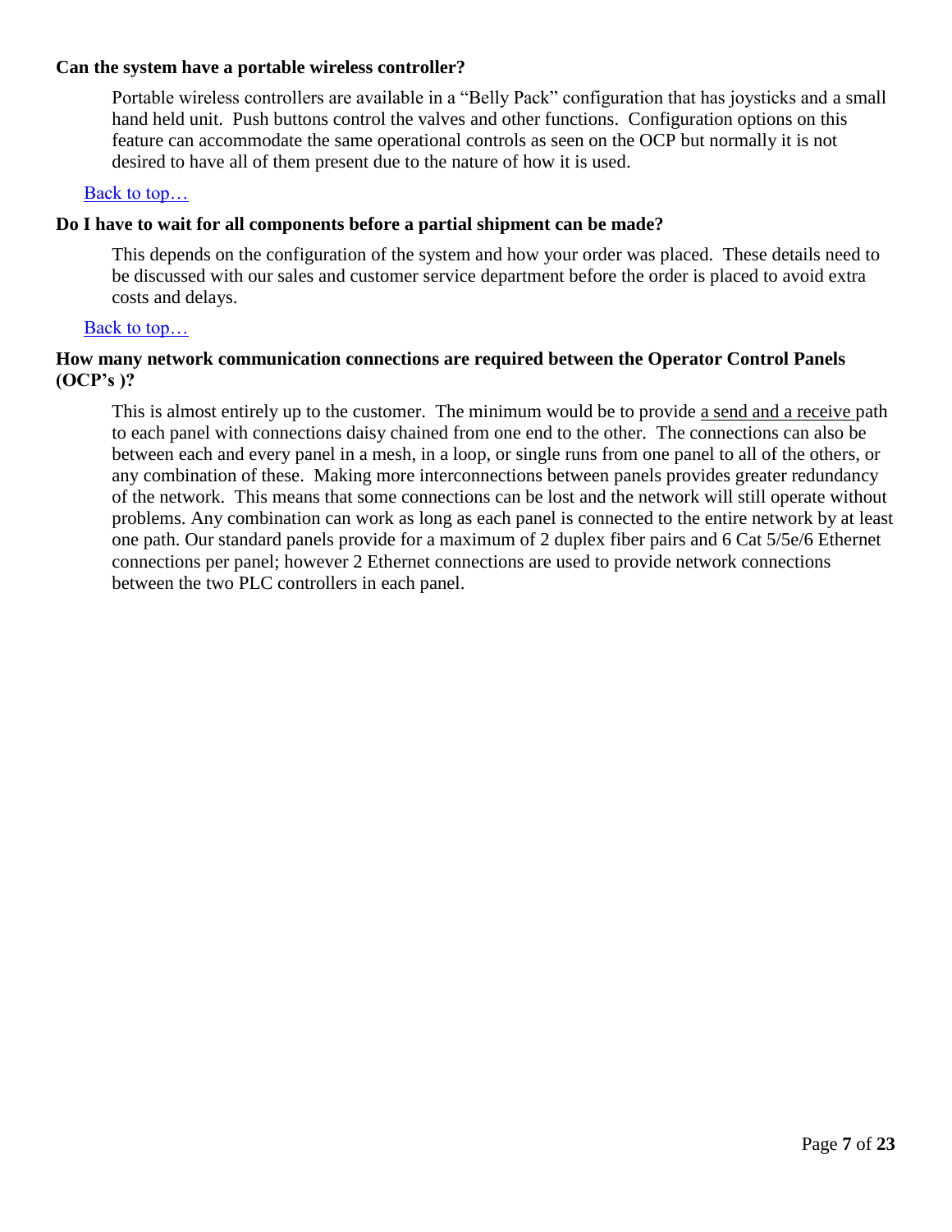**Can the system have a portable wireless controller?**

Portable wireless controllers are available in a “Belly Pack” configuration that has joysticks and a small hand held unit. Push buttons control the valves and other functions. Configuration options on this feature can accommodate the same operational controls as seen on the OCP but normally it is not desired to have all of them present due to the nature of how it is used.

Back to top…

**Do I have to wait for all components before a partial shipment can be made?**

This depends on the configuration of the system and how your order was placed. These details need to be discussed with our sales and customer service department before the order is placed to avoid extra costs and delays.

Back to top…

**How many network communication connections are required between the Operator Control Panels (OCP’s )?**

This is almost entirely up to the customer. The minimum would be to provide a send and a receive path to each panel with connections daisy chained from one end to the other. The connections can also be between each and every panel in a mesh, in a loop, or single runs from one panel to all of the others, or any combination of these. Making more interconnections between panels provides greater redundancy of the network. This means that some connections can be lost and the network will still operate without problems. Any combination can work as long as each panel is connected to the entire network by at least one path. Our standard panels provide for a maximum of 2 duplex fiber pairs and 6 Cat 5/5e/6 Ethernet connections per panel; however 2 Ethernet connections are used to provide network connections between the two PLC controllers in each panel.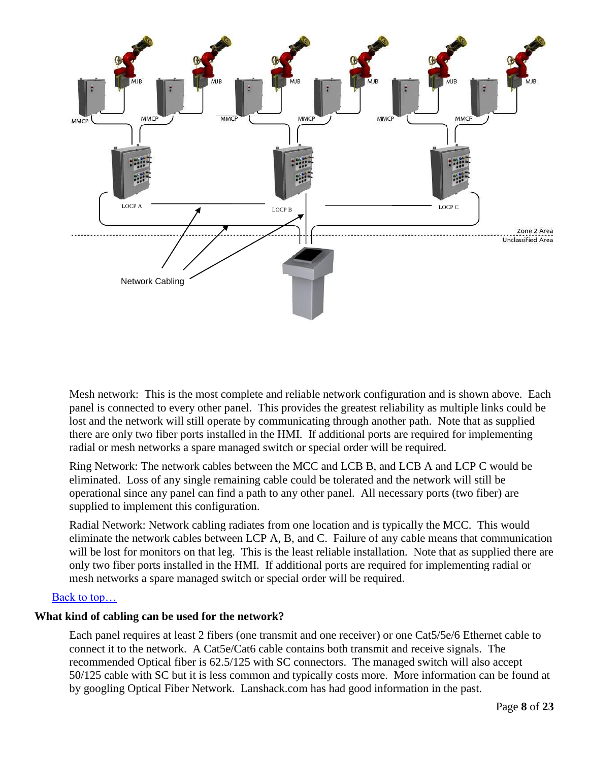Mesh network: This is the most complete and reliable network configuration and is shown above. Each panel is connected to every other panel. This provides the greatest reliability as multiple links could be lost and the network will still operate by communicating through another path. Note that as supplied there are only two fiber ports installed in the HMI. If additional ports are required for implementing radial or mesh networks a spare managed switch or special order will be required.

Ring Network: The network cables between the MCC and LCB B, and LCB A and LCP C would be eliminated. Loss of any single remaining cable could be tolerated and the network will still be operational since any panel can find a path to any other panel. All necessary ports (two fiber) are supplied to implement this configuration.

Radial Network: Network cabling radiates from one location and is typically the MCC. This would eliminate the network cables between LCP A, B, and C. Failure of any cable means that communication will be lost for monitors on that leg. This is the least reliable installation. Note that as supplied there are only two fiber ports installed in the HMI. If additional ports are required for implementing radial or mesh networks a spare managed switch or special order will be required.

Back to top…

### What kind of cabling can be used for the network?

Each panel requires at least 2 fibers (one transmit and one receiver) or one Cat5/5e/6 Ethernet cable to connect it to the network. A Cat5e/Cat6 cable contains both transmit and receive signals. The recommended Optical fiber is 62.5/125 with SC connectors. The managed switch will also accept 50/125 cable with SC but it is less common and typically costs more. More information can be found at by googling Optical Fiber Network. Lanshack.com has had good information in the past.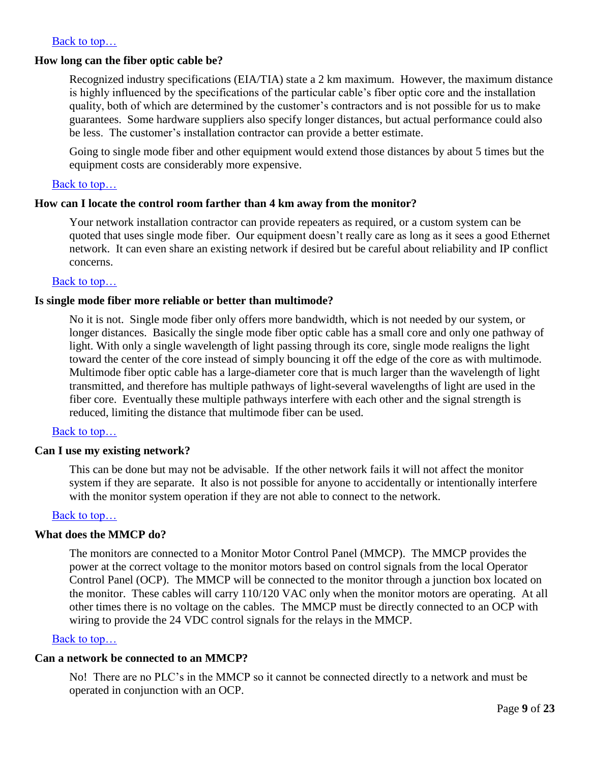[Back to top…]

### How long can the fiber optic cable be?

Recognized industry specifications (EIA/TIA) state a 2 km maximum. However, the maximum distance is highly influenced by the specifications of the particular cable's fiber optic core and the installation quality, both of which are determined by the customer's contractors and is not possible for us to make guarantees. Some hardware suppliers also specify longer distances, but actual performance could also be less. The customer's installation contractor can provide a better estimate.

Going to single mode fiber and other equipment would extend those distances by about 5 times but the equipment costs are considerably more expensive.

[Back to top…]

### How can I locate the control room farther than 4 km away from the monitor?

Your network installation contractor can provide repeaters as required, or a custom system can be quoted that uses single mode fiber. Our equipment doesn't really care as long as it sees a good Ethernet network. It can even share an existing network if desired but be careful about reliability and IP conflict concerns.

[Back to top…]

### Is single mode fiber more reliable or better than multimode?

No it is not. Single mode fiber only offers more bandwidth, which is not needed by our system, or longer distances. Basically the single mode fiber optic cable has a small core and only one pathway of light. With only a single wavelength of light passing through its core, single mode realigns the light toward the center of the core instead of simply bouncing it off the edge of the core as with multimode. Multimode fiber optic cable has a large-diameter core that is much larger than the wavelength of light transmitted, and therefore has multiple pathways of light-several wavelengths of light are used in the fiber core. Eventually these multiple pathways interfere with each other and the signal strength is reduced, limiting the distance that multimode fiber can be used.

[Back to top…]

### Can I use my existing network?

This can be done but may not be advisable. If the other network fails it will not affect the monitor system if they are separate. It also is not possible for anyone to accidentally or intentionally interfere with the monitor system operation if they are not able to connect to the network.

[Back to top…]

### What does the MMCP do?

The monitors are connected to a Monitor Motor Control Panel (MMCP). The MMCP provides the power at the correct voltage to the monitor motors based on control signals from the local Operator Control Panel (OCP). The MMCP will be connected to the monitor through a junction box located on the monitor. These cables will carry 110/120 VAC only when the monitor motors are operating. At all other times there is no voltage on the cables. The MMCP must be directly connected to an OCP with wiring to provide the 24 VDC control signals for the relays in the MMCP.

[Back to top…]

### Can a network be connected to an MMCP?

No! There are no PLC's in the MMCP so it cannot be connected directly to a network and must be operated in conjunction with an OCP.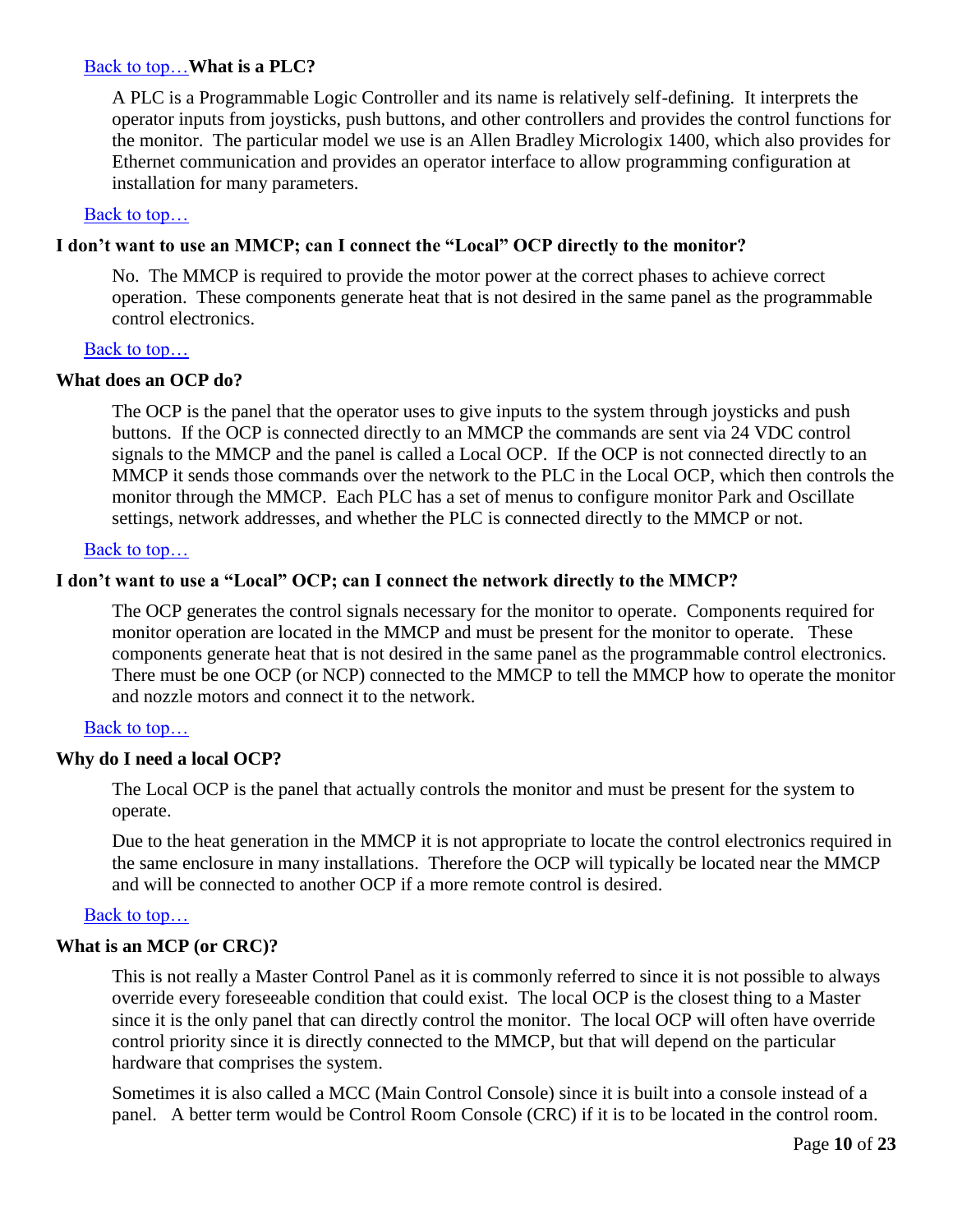Back to top… **What is a PLC?**

A PLC is a Programmable Logic Controller and its name is relatively self-defining. It interprets the operator inputs from joysticks, push buttons, and other controllers and provides the control functions for the monitor. The particular model we use is an Allen Bradley Micrologix 1400, which also provides for Ethernet communication and provides an operator interface to allow programming configuration at installation for many parameters.

Back to top…

**I don't want to use an MMCP; can I connect the "Local" OCP directly to the monitor?**

No. The MMCP is required to provide the motor power at the correct phases to achieve correct operation. These components generate heat that is not desired in the same panel as the programmable control electronics.

Back to top…

**What does an OCP do?**

The OCP is the panel that the operator uses to give inputs to the system through joysticks and push buttons. If the OCP is connected directly to an MMCP the commands are sent via 24 VDC control signals to the MMCP and the panel is called a Local OCP. If the OCP is not connected directly to an MMCP it sends those commands over the network to the PLC in the Local OCP, which then controls the monitor through the MMCP. Each PLC has a set of menus to configure monitor Park and Oscillate settings, network addresses, and whether the PLC is connected directly to the MMCP or not.

Back to top…

**I don't want to use a "Local" OCP; can I connect the network directly to the MMCP?**

The OCP generates the control signals necessary for the monitor to operate. Components required for monitor operation are located in the MMCP and must be present for the monitor to operate. These components generate heat that is not desired in the same panel as the programmable control electronics. There must be one OCP (or NCP) connected to the MMCP to tell the MMCP how to operate the monitor and nozzle motors and connect it to the network.

Back to top…

**Why do I need a local OCP?**

The Local OCP is the panel that actually controls the monitor and must be present for the system to operate.

Due to the heat generation in the MMCP it is not appropriate to locate the control electronics required in the same enclosure in many installations. Therefore the OCP will typically be located near the MMCP and will be connected to another OCP if a more remote control is desired.

Back to top…

**What is an MCP (or CRC)?**

This is not really a Master Control Panel as it is commonly referred to since it is not possible to always override every foreseeable condition that could exist. The local OCP is the closest thing to a Master since it is the only panel that can directly control the monitor. The local OCP will often have override control priority since it is directly connected to the MMCP, but that will depend on the particular hardware that comprises the system.

Sometimes it is also called a MCC (Main Control Console) since it is built into a console instead of a panel. A better term would be Control Room Console (CRC) if it is to be located in the control room.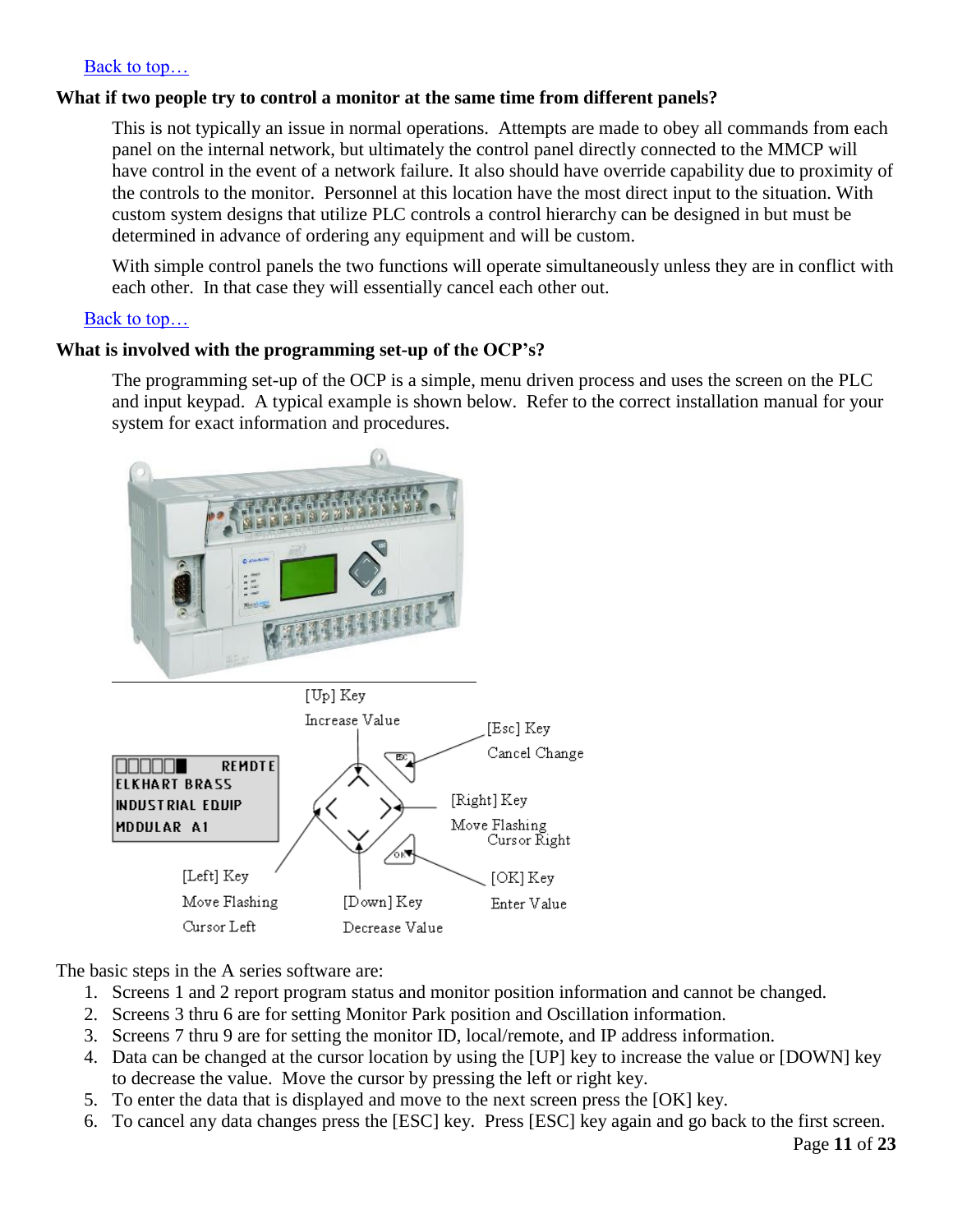Back to top…

**What if two people try to control a monitor at the same time from different panels?**

This is not typically an issue in normal operations. Attempts are made to obey all commands from each panel on the internal network, but ultimately the control panel directly connected to the MMCP will have control in the event of a network failure. It also should have override capability due to proximity of the controls to the monitor. Personnel at this location have the most direct input to the situation. With custom system designs that utilize PLC controls a control hierarchy can be designed in but must be determined in advance of ordering any equipment and will be custom.

With simple control panels the two functions will operate simultaneously unless they are in conflict with each other. In that case they will essentially cancel each other out.

Back to top…

**What is involved with the programming set-up of the OCP's?**

The programming set-up of the OCP is a simple, menu driven process and uses the screen on the PLC and input keypad. A typical example is shown below. Refer to the correct installation manual for your system for exact information and procedures.

```
□□□□□■   REMOTE
ELKHART BRASS
INDUSTRIAL EQUIP
MODULAR  A1
```

[Up] Key
Increase Value

[Esc] Key
Cancel Change

[Right] Key
Move Flashing Cursor Right

[OK] Key
Enter Value

[Left] Key
Move Flashing Cursor Left

[Down] Key
Decrease Value

The basic steps in the A series software are:

1. Screens 1 and 2 report program status and monitor position information and cannot be changed.
2. Screens 3 thru 6 are for setting Monitor Park position and Oscillation information.
3. Screens 7 thru 9 are for setting the monitor ID, local/remote, and IP address information.
4. Data can be changed at the cursor location by using the [UP] key to increase the value or [DOWN] key to decrease the value. Move the cursor by pressing the left or right key.
5. To enter the data that is displayed and move to the next screen press the [OK] key.
6. To cancel any data changes press the [ESC] key. Press [ESC] key again and go back to the first screen.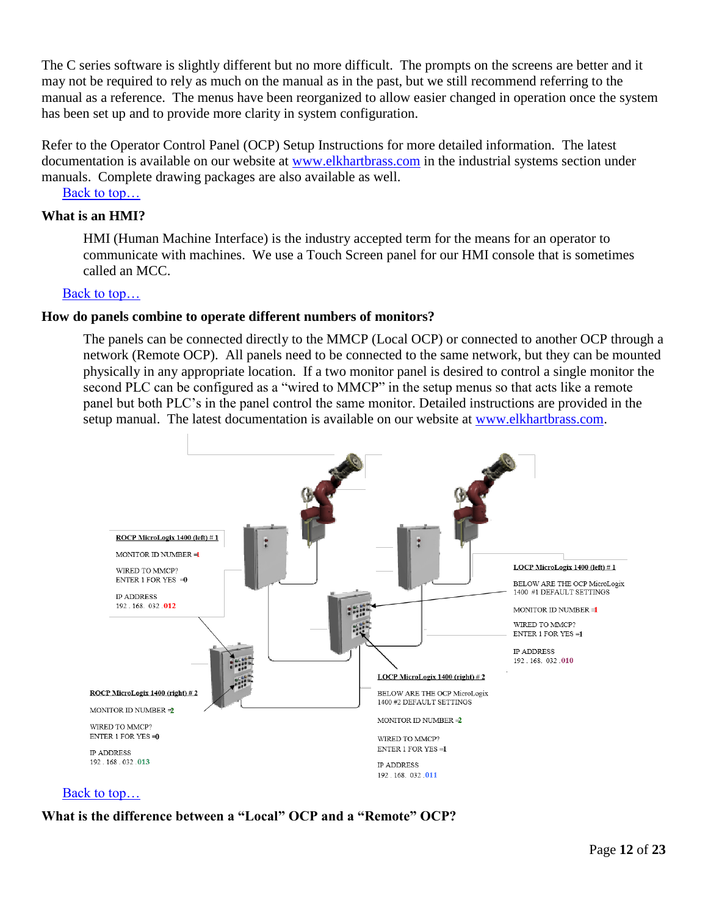The C series software is slightly different but no more difficult. The prompts on the screens are better and it may not be required to rely as much on the manual as in the past, but we still recommend referring to the manual as a reference. The menus have been reorganized to allow easier changed in operation once the system has been set up and to provide more clarity in system configuration.

Refer to the Operator Control Panel (OCP) Setup Instructions for more detailed information. The latest documentation is available on our website at www.elkhartbrass.com in the industrial systems section under manuals. Complete drawing packages are also available as well.

Back to top…

### What is an HMI?

HMI (Human Machine Interface) is the industry accepted term for the means for an operator to communicate with machines. We use a Touch Screen panel for our HMI console that is sometimes called an MCC.

Back to top…

### How do panels combine to operate different numbers of monitors?

The panels can be connected directly to the MMCP (Local OCP) or connected to another OCP through a network (Remote OCP). All panels need to be connected to the same network, but they can be mounted physically in any appropriate location. If a two monitor panel is desired to control a single monitor the second PLC can be configured as a "wired to MMCP" in the setup menus so that acts like a remote panel but both PLC's in the panel control the same monitor. Detailed instructions are provided in the setup manual. The latest documentation is available on our website at www.elkhartbrass.com.

**ROCP MicroLogix 1400 (left) # 1**

MONITOR ID NUMBER =1

WIRED TO MMCP?
ENTER 1 FOR YES =0

IP ADDRESS
192 . 168. 032 .012

**LOCP MicroLogix 1400 (left) # 1**

BELOW ARE THE OCP MicroLogix 1400 #1 DEFAULT SETTINGS

MONITOR ID NUMBER =1

WIRED TO MMCP?
ENTER 1 FOR YES =1

IP ADDRESS
192 . 168. 032 .010

**LOCP MicroLogix 1400 (right) # 2**

BELOW ARE THE OCP MicroLogix 1400 #2 DEFAULT SETTINGS

MONITOR ID NUMBER =2

WIRED TO MMCP?
ENTER 1 FOR YES =1

IP ADDRESS
192 . 168. 032 .011

**ROCP MicroLogix 1400 (right) # 2**

MONITOR ID NUMBER =2

WIRED TO MMCP?
ENTER 1 FOR YES =0

IP ADDRESS
192 . 168 . 032 .013

Back to top…

### What is the difference between a "Local" OCP and a "Remote" OCP?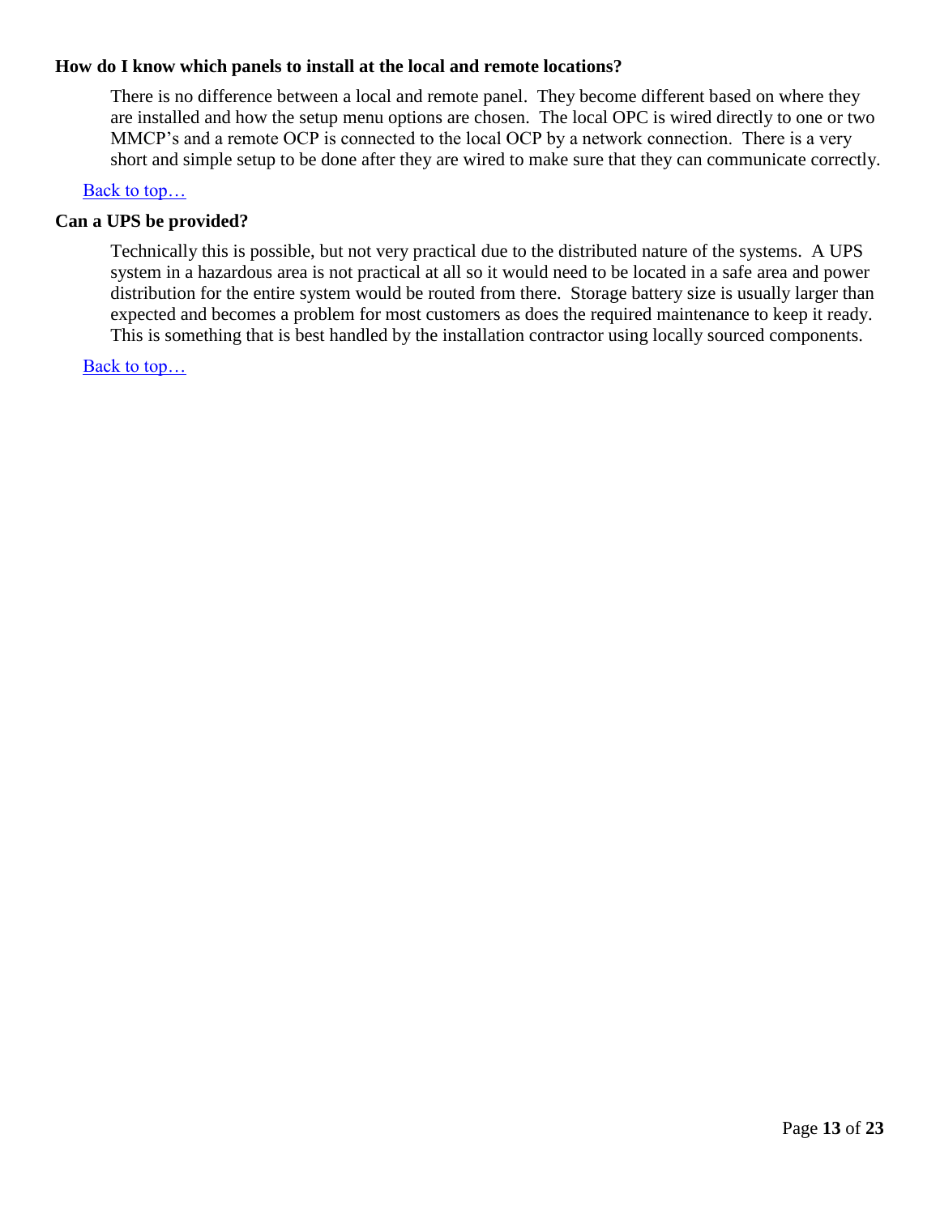### How do I know which panels to install at the local and remote locations?

There is no difference between a local and remote panel. They become different based on where they are installed and how the setup menu options are chosen. The local OPC is wired directly to one or two MMCP's and a remote OCP is connected to the local OCP by a network connection. There is a very short and simple setup to be done after they are wired to make sure that they can communicate correctly.

Back to top…

### Can a UPS be provided?

Technically this is possible, but not very practical due to the distributed nature of the systems. A UPS system in a hazardous area is not practical at all so it would need to be located in a safe area and power distribution for the entire system would be routed from there. Storage battery size is usually larger than expected and becomes a problem for most customers as does the required maintenance to keep it ready. This is something that is best handled by the installation contractor using locally sourced components.

Back to top…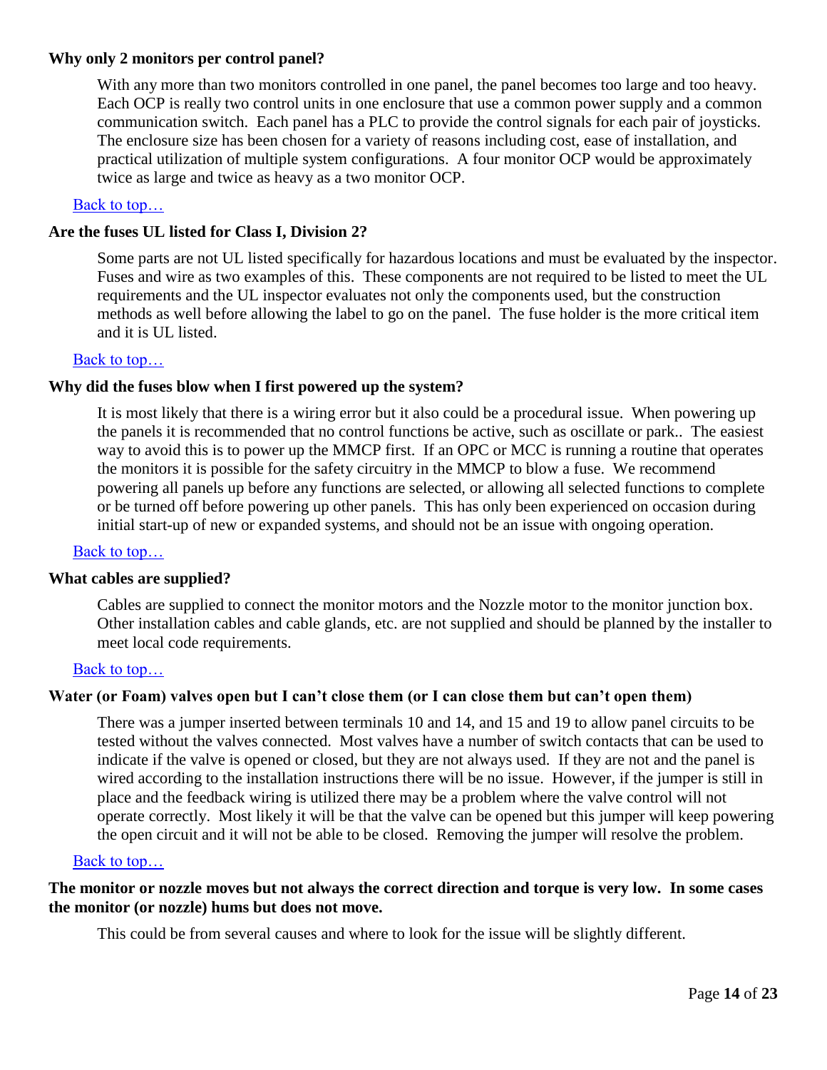**Why only 2 monitors per control panel?**

With any more than two monitors controlled in one panel, the panel becomes too large and too heavy. Each OCP is really two control units in one enclosure that use a common power supply and a common communication switch. Each panel has a PLC to provide the control signals for each pair of joysticks. The enclosure size has been chosen for a variety of reasons including cost, ease of installation, and practical utilization of multiple system configurations. A four monitor OCP would be approximately twice as large and twice as heavy as a two monitor OCP.

Back to top…

**Are the fuses UL listed for Class I, Division 2?**

Some parts are not UL listed specifically for hazardous locations and must be evaluated by the inspector. Fuses and wire as two examples of this. These components are not required to be listed to meet the UL requirements and the UL inspector evaluates not only the components used, but the construction methods as well before allowing the label to go on the panel. The fuse holder is the more critical item and it is UL listed.

Back to top…

**Why did the fuses blow when I first powered up the system?**

It is most likely that there is a wiring error but it also could be a procedural issue. When powering up the panels it is recommended that no control functions be active, such as oscillate or park.. The easiest way to avoid this is to power up the MMCP first. If an OPC or MCC is running a routine that operates the monitors it is possible for the safety circuitry in the MMCP to blow a fuse. We recommend powering all panels up before any functions are selected, or allowing all selected functions to complete or be turned off before powering up other panels. This has only been experienced on occasion during initial start-up of new or expanded systems, and should not be an issue with ongoing operation.

Back to top…

**What cables are supplied?**

Cables are supplied to connect the monitor motors and the Nozzle motor to the monitor junction box. Other installation cables and cable glands, etc. are not supplied and should be planned by the installer to meet local code requirements.

Back to top…

**Water (or Foam) valves open but I can't close them (or I can close them but can't open them)**

There was a jumper inserted between terminals 10 and 14, and 15 and 19 to allow panel circuits to be tested without the valves connected. Most valves have a number of switch contacts that can be used to indicate if the valve is opened or closed, but they are not always used. If they are not and the panel is wired according to the installation instructions there will be no issue. However, if the jumper is still in place and the feedback wiring is utilized there may be a problem where the valve control will not operate correctly. Most likely it will be that the valve can be opened but this jumper will keep powering the open circuit and it will not be able to be closed. Removing the jumper will resolve the problem.

Back to top…

**The monitor or nozzle moves but not always the correct direction and torque is very low. In some cases the monitor (or nozzle) hums but does not move.**

This could be from several causes and where to look for the issue will be slightly different.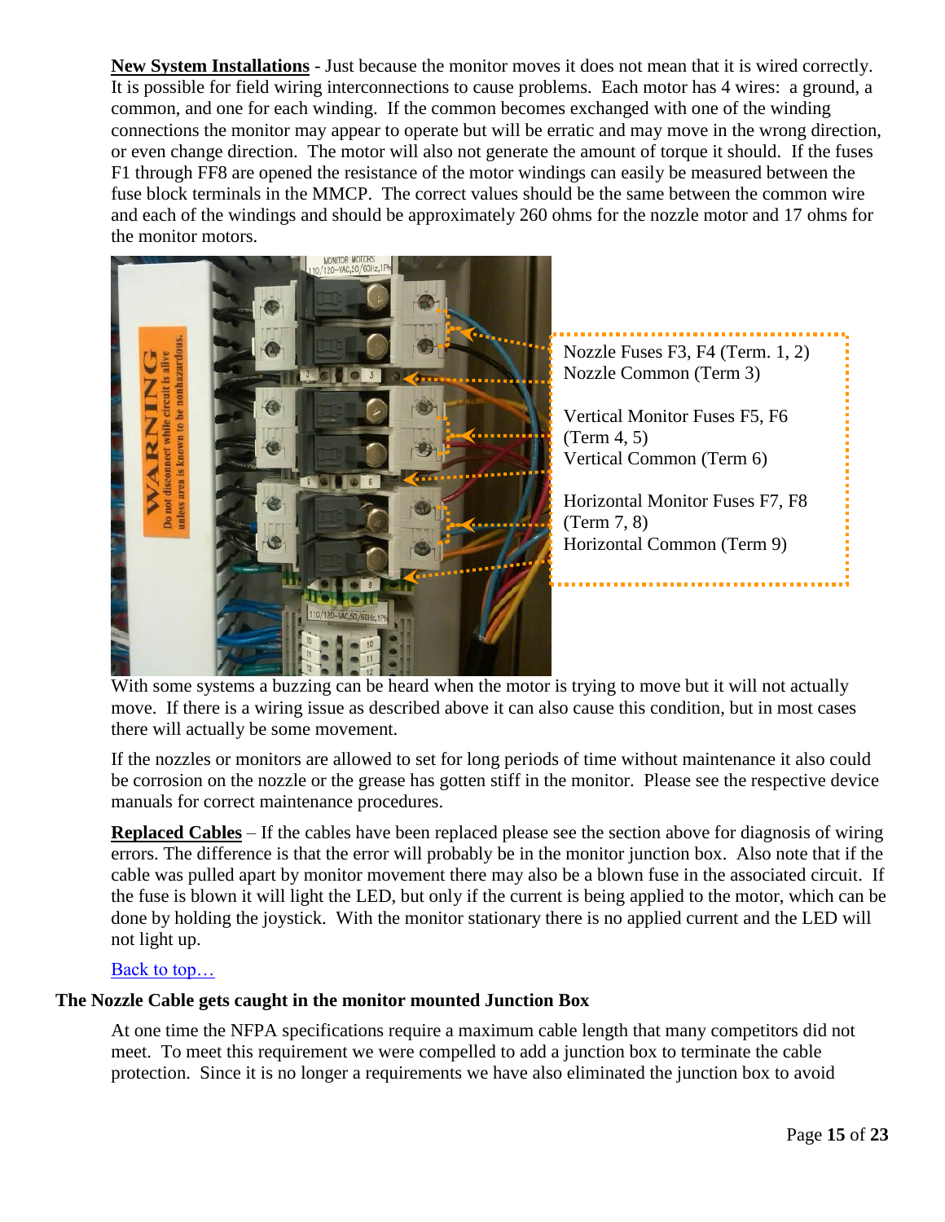**New System Installations** - Just because the monitor moves it does not mean that it is wired correctly. It is possible for field wiring interconnections to cause problems. Each motor has 4 wires: a ground, a common, and one for each winding. If the common becomes exchanged with one of the winding connections the monitor may appear to operate but will be erratic and may move in the wrong direction, or even change direction. The motor will also not generate the amount of torque it should. If the fuses F1 through FF8 are opened the resistance of the motor windings can easily be measured between the fuse block terminals in the MMCP. The correct values should be the same between the common wire and each of the windings and should be approximately 260 ohms for the nozzle motor and 17 ohms for the monitor motors.

Nozzle Fuses F3, F4 (Term. 1, 2)
Nozzle Common (Term 3)

Vertical Monitor Fuses F5, F6 (Term 4, 5)
Vertical Common (Term 6)

Horizontal Monitor Fuses F7, F8 (Term 7, 8)
Horizontal Common (Term 9)

With some systems a buzzing can be heard when the motor is trying to move but it will not actually move. If there is a wiring issue as described above it can also cause this condition, but in most cases there will actually be some movement.

If the nozzles or monitors are allowed to set for long periods of time without maintenance it also could be corrosion on the nozzle or the grease has gotten stiff in the monitor. Please see the respective device manuals for correct maintenance procedures.

**Replaced Cables** – If the cables have been replaced please see the section above for diagnosis of wiring errors. The difference is that the error will probably be in the monitor junction box. Also note that if the cable was pulled apart by monitor movement there may also be a blown fuse in the associated circuit. If the fuse is blown it will light the LED, but only if the current is being applied to the motor, which can be done by holding the joystick. With the monitor stationary there is no applied current and the LED will not light up.

Back to top…

### The Nozzle Cable gets caught in the monitor mounted Junction Box

At one time the NFPA specifications require a maximum cable length that many competitors did not meet. To meet this requirement we were compelled to add a junction box to terminate the cable protection. Since it is no longer a requirements we have also eliminated the junction box to avoid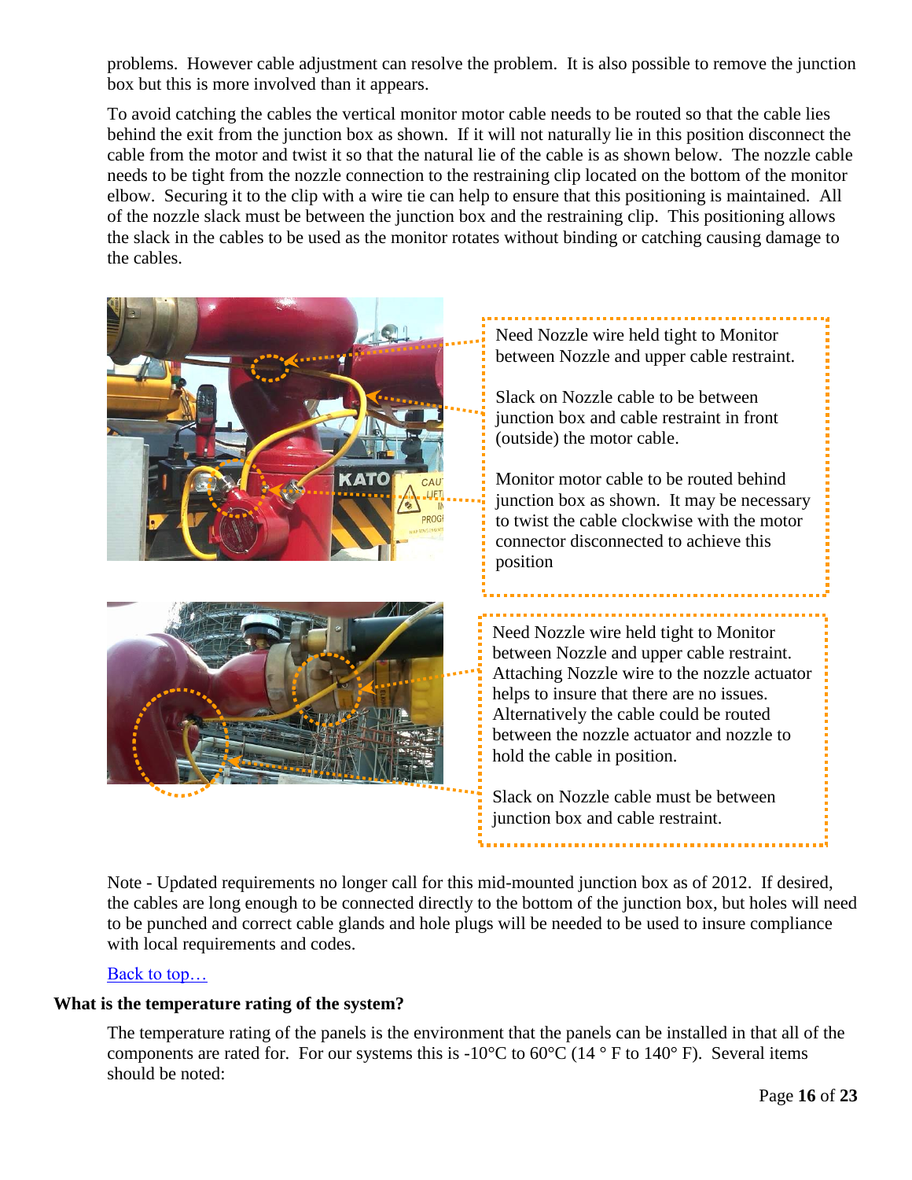problems. However cable adjustment can resolve the problem. It is also possible to remove the junction box but this is more involved than it appears.

To avoid catching the cables the vertical monitor motor cable needs to be routed so that the cable lies behind the exit from the junction box as shown. If it will not naturally lie in this position disconnect the cable from the motor and twist it so that the natural lie of the cable is as shown below. The nozzle cable needs to be tight from the nozzle connection to the restraining clip located on the bottom of the monitor elbow. Securing it to the clip with a wire tie can help to ensure that this positioning is maintained. All of the nozzle slack must be between the junction box and the restraining clip. This positioning allows the slack in the cables to be used as the monitor rotates without binding or catching causing damage to the cables.

Need Nozzle wire held tight to Monitor between Nozzle and upper cable restraint.

Slack on Nozzle cable to be between junction box and cable restraint in front (outside) the motor cable.

Monitor motor cable to be routed behind junction box as shown. It may be necessary to twist the cable clockwise with the motor connector disconnected to achieve this position

Need Nozzle wire held tight to Monitor between Nozzle and upper cable restraint. Attaching Nozzle wire to the nozzle actuator helps to insure that there are no issues. Alternatively the cable could be routed between the nozzle actuator and nozzle to hold the cable in position.

Slack on Nozzle cable must be between junction box and cable restraint.

Note - Updated requirements no longer call for this mid-mounted junction box as of 2012. If desired, the cables are long enough to be connected directly to the bottom of the junction box, but holes will need to be punched and correct cable glands and hole plugs will be needed to be used to insure compliance with local requirements and codes.

Back to top…

### What is the temperature rating of the system?

The temperature rating of the panels is the environment that the panels can be installed in that all of the components are rated for. For our systems this is -10°C to 60°C (14 ° F to 140° F). Several items should be noted: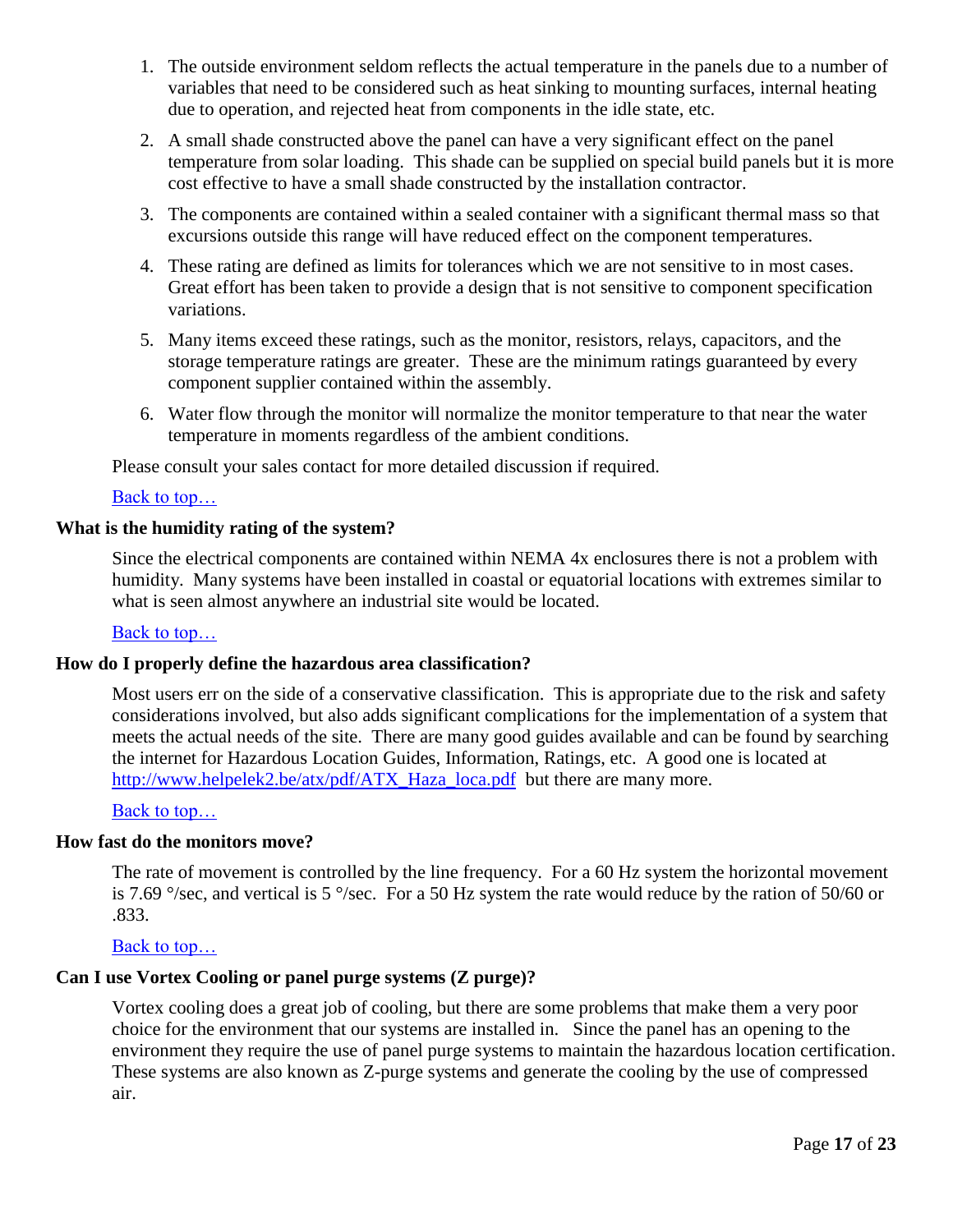1. The outside environment seldom reflects the actual temperature in the panels due to a number of variables that need to be considered such as heat sinking to mounting surfaces, internal heating due to operation, and rejected heat from components in the idle state, etc.

2. A small shade constructed above the panel can have a very significant effect on the panel temperature from solar loading. This shade can be supplied on special build panels but it is more cost effective to have a small shade constructed by the installation contractor.

3. The components are contained within a sealed container with a significant thermal mass so that excursions outside this range will have reduced effect on the component temperatures.

4. These rating are defined as limits for tolerances which we are not sensitive to in most cases. Great effort has been taken to provide a design that is not sensitive to component specification variations.

5. Many items exceed these ratings, such as the monitor, resistors, relays, capacitors, and the storage temperature ratings are greater. These are the minimum ratings guaranteed by every component supplier contained within the assembly.

6. Water flow through the monitor will normalize the monitor temperature to that near the water temperature in moments regardless of the ambient conditions.

Please consult your sales contact for more detailed discussion if required.

Back to top…

**What is the humidity rating of the system?**

Since the electrical components are contained within NEMA 4x enclosures there is not a problem with humidity. Many systems have been installed in coastal or equatorial locations with extremes similar to what is seen almost anywhere an industrial site would be located.

Back to top…

**How do I properly define the hazardous area classification?**

Most users err on the side of a conservative classification. This is appropriate due to the risk and safety considerations involved, but also adds significant complications for the implementation of a system that meets the actual needs of the site. There are many good guides available and can be found by searching the internet for Hazardous Location Guides, Information, Ratings, etc. A good one is located at http://www.helpelek2.be/atx/pdf/ATX_Haza_loca.pdf but there are many more.

Back to top…

**How fast do the monitors move?**

The rate of movement is controlled by the line frequency. For a 60 Hz system the horizontal movement is 7.69 °/sec, and vertical is 5 °/sec. For a 50 Hz system the rate would reduce by the ration of 50/60 or .833.

Back to top…

**Can I use Vortex Cooling or panel purge systems (Z purge)?**

Vortex cooling does a great job of cooling, but there are some problems that make them a very poor choice for the environment that our systems are installed in. Since the panel has an opening to the environment they require the use of panel purge systems to maintain the hazardous location certification. These systems are also known as Z-purge systems and generate the cooling by the use of compressed air.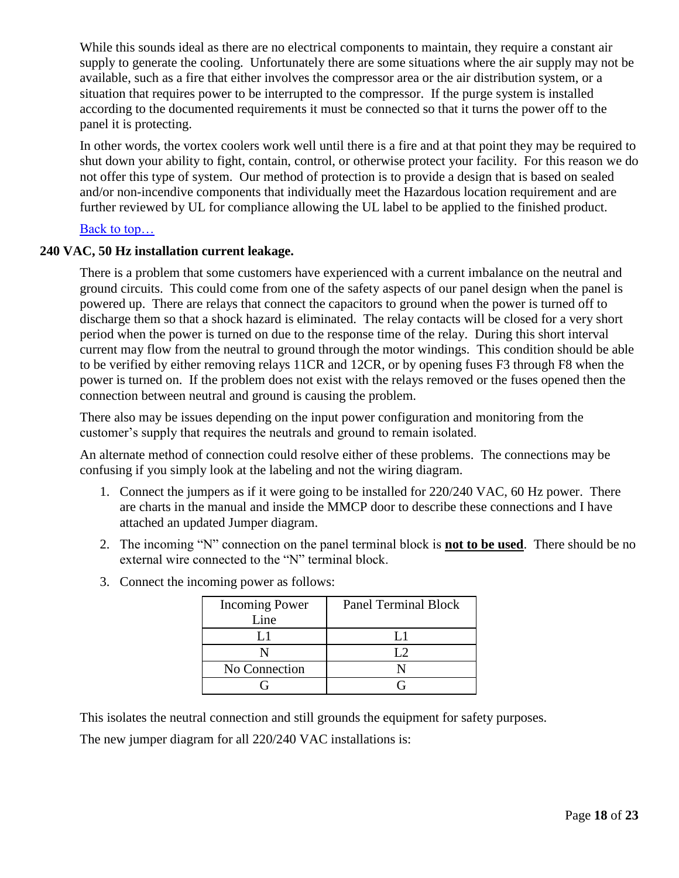While this sounds ideal as there are no electrical components to maintain, they require a constant air supply to generate the cooling. Unfortunately there are some situations where the air supply may not be available, such as a fire that either involves the compressor area or the air distribution system, or a situation that requires power to be interrupted to the compressor. If the purge system is installed according to the documented requirements it must be connected so that it turns the power off to the panel it is protecting.

In other words, the vortex coolers work well until there is a fire and at that point they may be required to shut down your ability to fight, contain, control, or otherwise protect your facility. For this reason we do not offer this type of system. Our method of protection is to provide a design that is based on sealed and/or non-incendive components that individually meet the Hazardous location requirement and are further reviewed by UL for compliance allowing the UL label to be applied to the finished product.

Back to top…

**240 VAC, 50 Hz installation current leakage.**

There is a problem that some customers have experienced with a current imbalance on the neutral and ground circuits. This could come from one of the safety aspects of our panel design when the panel is powered up. There are relays that connect the capacitors to ground when the power is turned off to discharge them so that a shock hazard is eliminated. The relay contacts will be closed for a very short period when the power is turned on due to the response time of the relay. During this short interval current may flow from the neutral to ground through the motor windings. This condition should be able to be verified by either removing relays 11CR and 12CR, or by opening fuses F3 through F8 when the power is turned on. If the problem does not exist with the relays removed or the fuses opened then the connection between neutral and ground is causing the problem.

There also may be issues depending on the input power configuration and monitoring from the customer's supply that requires the neutrals and ground to remain isolated.

An alternate method of connection could resolve either of these problems. The connections may be confusing if you simply look at the labeling and not the wiring diagram.

1. Connect the jumpers as if it were going to be installed for 220/240 VAC, 60 Hz power. There are charts in the manual and inside the MMCP door to describe these connections and I have attached an updated Jumper diagram.
2. The incoming "N" connection on the panel terminal block is **<u>not to be used</u>**. There should be no external wire connected to the "N" terminal block.
3. Connect the incoming power as follows:

| Incoming Power Line | Panel Terminal Block |
|---|---|
| L1 | L1 |
| N | L2 |
| No Connection | N |
| G | G |

This isolates the neutral connection and still grounds the equipment for safety purposes.

The new jumper diagram for all 220/240 VAC installations is: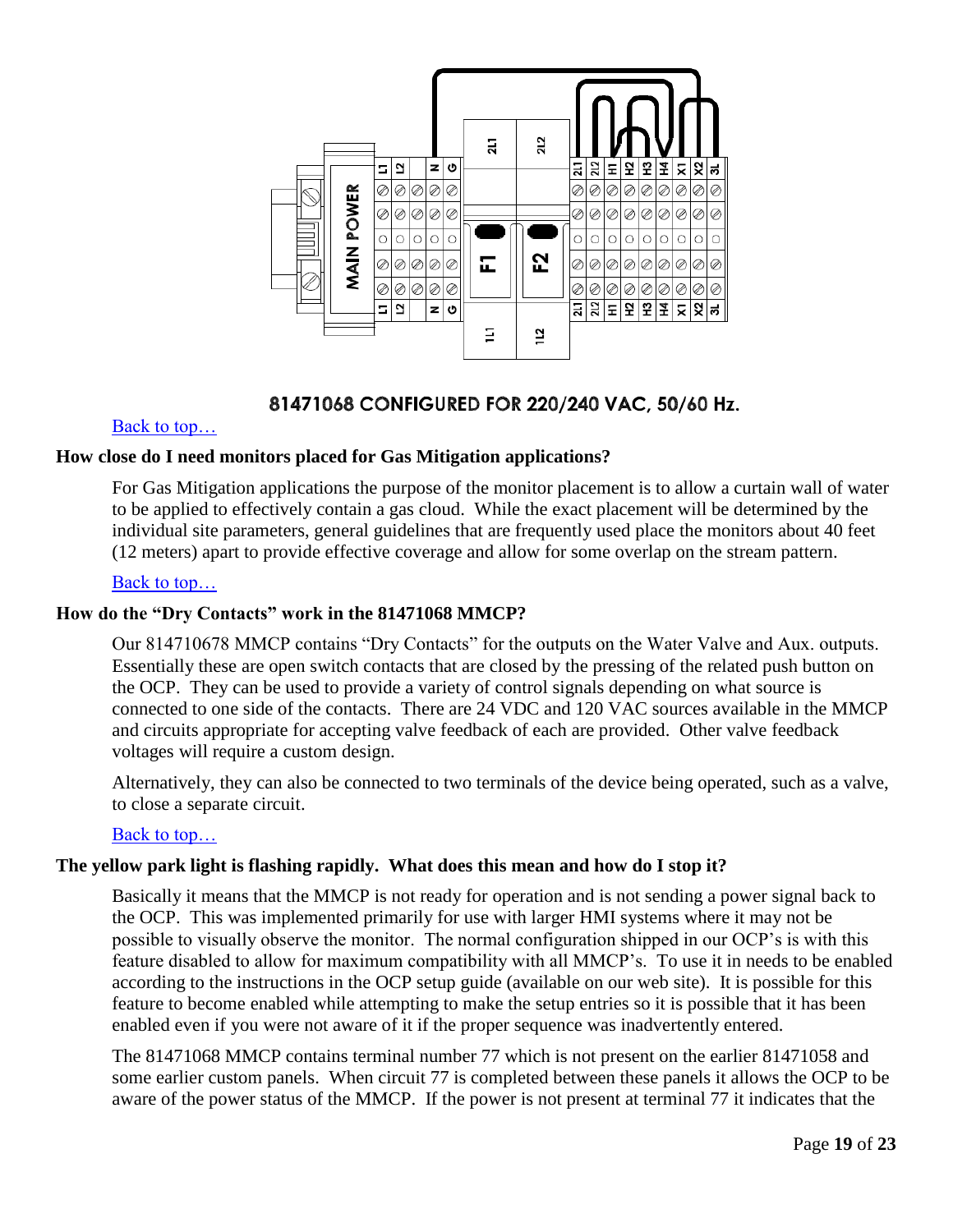81471068 CONFIGURED FOR 220/240 VAC, 50/60 Hz.

Back to top…

**How close do I need monitors placed for Gas Mitigation applications?**

For Gas Mitigation applications the purpose of the monitor placement is to allow a curtain wall of water to be applied to effectively contain a gas cloud. While the exact placement will be determined by the individual site parameters, general guidelines that are frequently used place the monitors about 40 feet (12 meters) apart to provide effective coverage and allow for some overlap on the stream pattern.

Back to top…

**How do the "Dry Contacts" work in the 81471068 MMCP?**

Our 814710678 MMCP contains "Dry Contacts" for the outputs on the Water Valve and Aux. outputs. Essentially these are open switch contacts that are closed by the pressing of the related push button on the OCP. They can be used to provide a variety of control signals depending on what source is connected to one side of the contacts. There are 24 VDC and 120 VAC sources available in the MMCP and circuits appropriate for accepting valve feedback of each are provided. Other valve feedback voltages will require a custom design.

Alternatively, they can also be connected to two terminals of the device being operated, such as a valve, to close a separate circuit.

Back to top…

**The yellow park light is flashing rapidly. What does this mean and how do I stop it?**

Basically it means that the MMCP is not ready for operation and is not sending a power signal back to the OCP. This was implemented primarily for use with larger HMI systems where it may not be possible to visually observe the monitor. The normal configuration shipped in our OCP's is with this feature disabled to allow for maximum compatibility with all MMCP's. To use it in needs to be enabled according to the instructions in the OCP setup guide (available on our web site). It is possible for this feature to become enabled while attempting to make the setup entries so it is possible that it has been enabled even if you were not aware of it if the proper sequence was inadvertently entered.

The 81471068 MMCP contains terminal number 77 which is not present on the earlier 81471058 and some earlier custom panels. When circuit 77 is completed between these panels it allows the OCP to be aware of the power status of the MMCP. If the power is not present at terminal 77 it indicates that the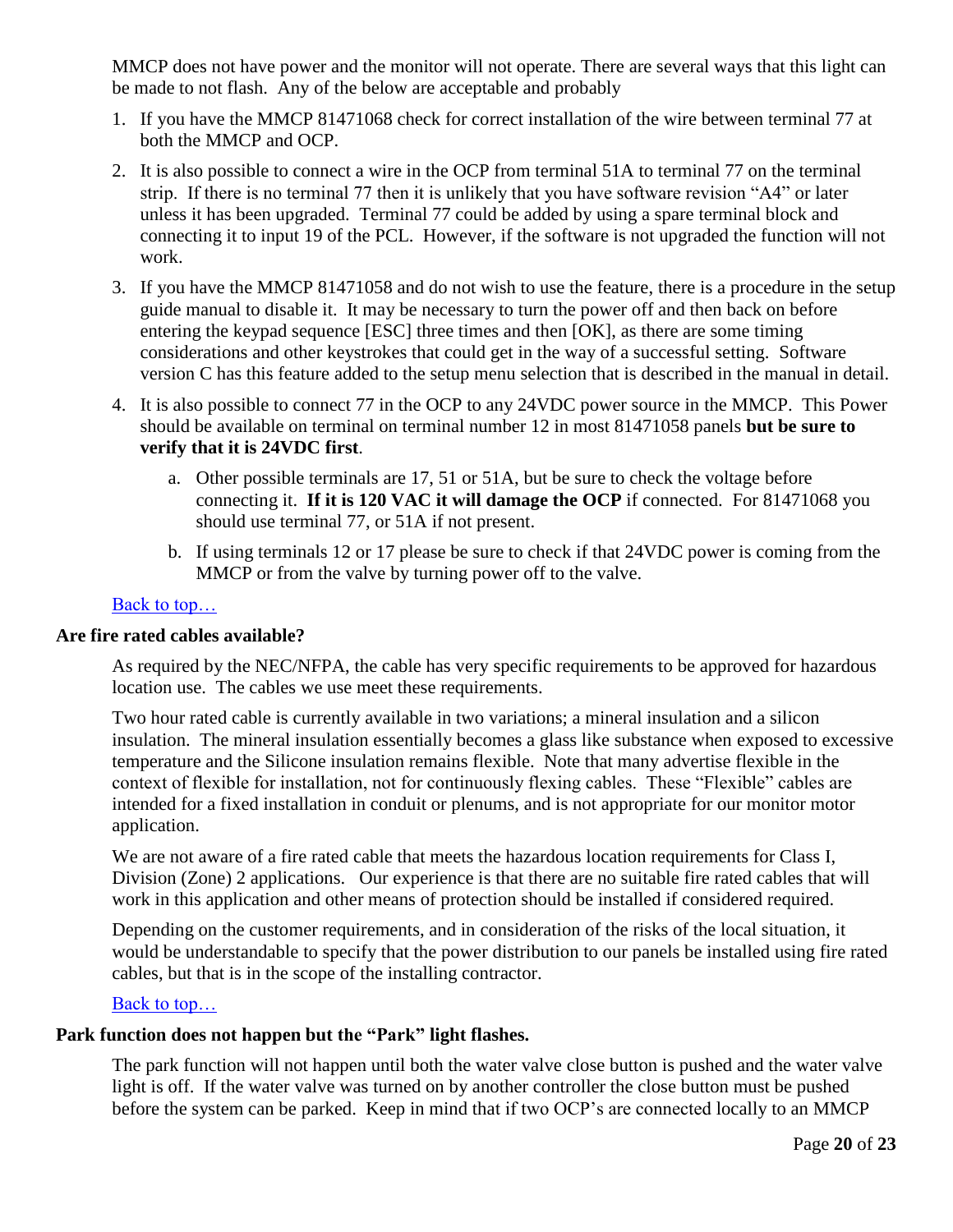MMCP does not have power and the monitor will not operate. There are several ways that this light can be made to not flash. Any of the below are acceptable and probably

1. If you have the MMCP 81471068 check for correct installation of the wire between terminal 77 at both the MMCP and OCP.
2. It is also possible to connect a wire in the OCP from terminal 51A to terminal 77 on the terminal strip. If there is no terminal 77 then it is unlikely that you have software revision “A4” or later unless it has been upgraded. Terminal 77 could be added by using a spare terminal block and connecting it to input 19 of the PCL. However, if the software is not upgraded the function will not work.
3. If you have the MMCP 81471058 and do not wish to use the feature, there is a procedure in the setup guide manual to disable it. It may be necessary to turn the power off and then back on before entering the keypad sequence [ESC] three times and then [OK], as there are some timing considerations and other keystrokes that could get in the way of a successful setting. Software version C has this feature added to the setup menu selection that is described in the manual in detail.
4. It is also possible to connect 77 in the OCP to any 24VDC power source in the MMCP. This Power should be available on terminal on terminal number 12 in most 81471058 panels **but be sure to verify that it is 24VDC first**.
    a. Other possible terminals are 17, 51 or 51A, but be sure to check the voltage before connecting it. **If it is 120 VAC it will damage the OCP** if connected. For 81471068 you should use terminal 77, or 51A if not present.
    b. If using terminals 12 or 17 please be sure to check if that 24VDC power is coming from the MMCP or from the valve by turning power off to the valve.

Back to top…

### Are fire rated cables available?

As required by the NEC/NFPA, the cable has very specific requirements to be approved for hazardous location use. The cables we use meet these requirements.

Two hour rated cable is currently available in two variations; a mineral insulation and a silicon insulation. The mineral insulation essentially becomes a glass like substance when exposed to excessive temperature and the Silicone insulation remains flexible. Note that many advertise flexible in the context of flexible for installation, not for continuously flexing cables. These “Flexible” cables are intended for a fixed installation in conduit or plenums, and is not appropriate for our monitor motor application.

We are not aware of a fire rated cable that meets the hazardous location requirements for Class I, Division (Zone) 2 applications. Our experience is that there are no suitable fire rated cables that will work in this application and other means of protection should be installed if considered required.

Depending on the customer requirements, and in consideration of the risks of the local situation, it would be understandable to specify that the power distribution to our panels be installed using fire rated cables, but that is in the scope of the installing contractor.

Back to top…

### Park function does not happen but the “Park” light flashes.

The park function will not happen until both the water valve close button is pushed and the water valve light is off. If the water valve was turned on by another controller the close button must be pushed before the system can be parked. Keep in mind that if two OCP’s are connected locally to an MMCP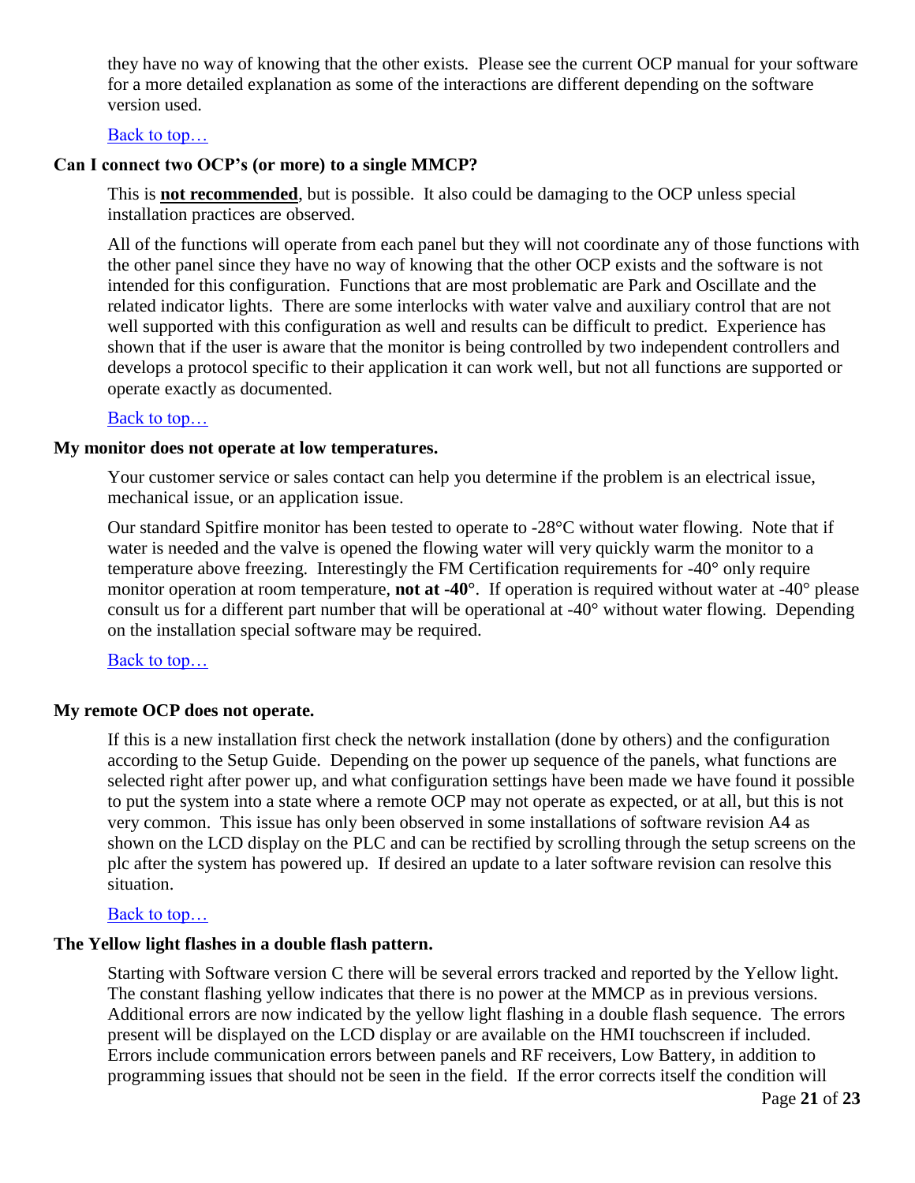they have no way of knowing that the other exists. Please see the current OCP manual for your software for a more detailed explanation as some of the interactions are different depending on the software version used.

Back to top…

**Can I connect two OCP's (or more) to a single MMCP?**

This is **not recommended**, but is possible. It also could be damaging to the OCP unless special installation practices are observed.

All of the functions will operate from each panel but they will not coordinate any of those functions with the other panel since they have no way of knowing that the other OCP exists and the software is not intended for this configuration. Functions that are most problematic are Park and Oscillate and the related indicator lights. There are some interlocks with water valve and auxiliary control that are not well supported with this configuration as well and results can be difficult to predict. Experience has shown that if the user is aware that the monitor is being controlled by two independent controllers and develops a protocol specific to their application it can work well, but not all functions are supported or operate exactly as documented.

Back to top…

**My monitor does not operate at low temperatures.**

Your customer service or sales contact can help you determine if the problem is an electrical issue, mechanical issue, or an application issue.

Our standard Spitfire monitor has been tested to operate to -28°C without water flowing. Note that if water is needed and the valve is opened the flowing water will very quickly warm the monitor to a temperature above freezing. Interestingly the FM Certification requirements for -40° only require monitor operation at room temperature, **not at -40°**. If operation is required without water at -40° please consult us for a different part number that will be operational at -40° without water flowing. Depending on the installation special software may be required.

Back to top…

**My remote OCP does not operate.**

If this is a new installation first check the network installation (done by others) and the configuration according to the Setup Guide. Depending on the power up sequence of the panels, what functions are selected right after power up, and what configuration settings have been made we have found it possible to put the system into a state where a remote OCP may not operate as expected, or at all, but this is not very common. This issue has only been observed in some installations of software revision A4 as shown on the LCD display on the PLC and can be rectified by scrolling through the setup screens on the plc after the system has powered up. If desired an update to a later software revision can resolve this situation.

Back to top…

**The Yellow light flashes in a double flash pattern.**

Starting with Software version C there will be several errors tracked and reported by the Yellow light. The constant flashing yellow indicates that there is no power at the MMCP as in previous versions. Additional errors are now indicated by the yellow light flashing in a double flash sequence. The errors present will be displayed on the LCD display or are available on the HMI touchscreen if included. Errors include communication errors between panels and RF receivers, Low Battery, in addition to programming issues that should not be seen in the field. If the error corrects itself the condition will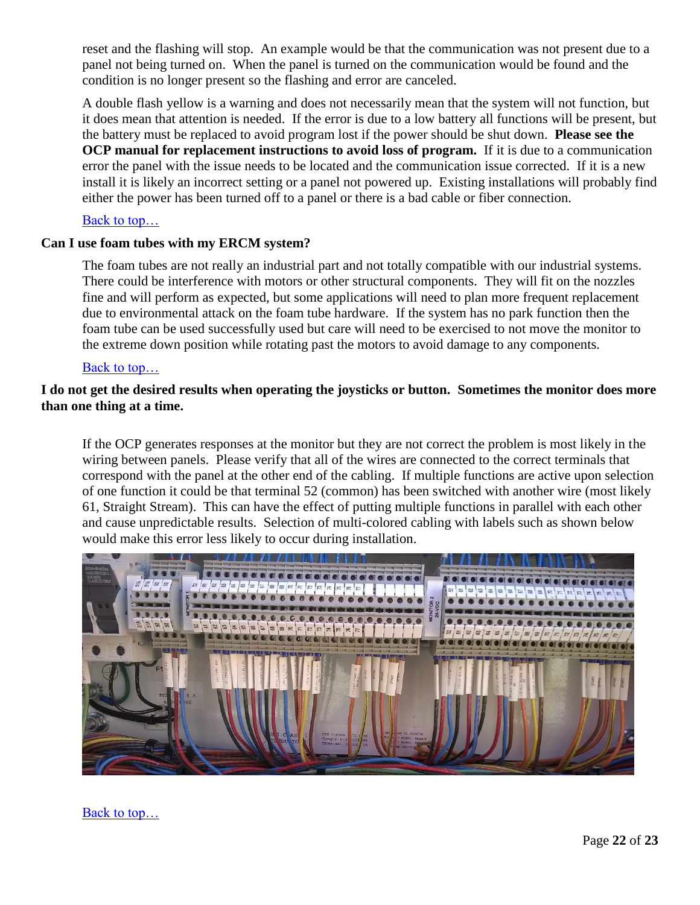reset and the flashing will stop. An example would be that the communication was not present due to a panel not being turned on. When the panel is turned on the communication would be found and the condition is no longer present so the flashing and error are canceled.

A double flash yellow is a warning and does not necessarily mean that the system will not function, but it does mean that attention is needed. If the error is due to a low battery all functions will be present, but the battery must be replaced to avoid program lost if the power should be shut down. **Please see the OCP manual for replacement instructions to avoid loss of program.** If it is due to a communication error the panel with the issue needs to be located and the communication issue corrected. If it is a new install it is likely an incorrect setting or a panel not powered up. Existing installations will probably find either the power has been turned off to a panel or there is a bad cable or fiber connection.

Back to top…

**Can I use foam tubes with my ERCM system?**

The foam tubes are not really an industrial part and not totally compatible with our industrial systems. There could be interference with motors or other structural components. They will fit on the nozzles fine and will perform as expected, but some applications will need to plan more frequent replacement due to environmental attack on the foam tube hardware. If the system has no park function then the foam tube can be used successfully used but care will need to be exercised to not move the monitor to the extreme down position while rotating past the motors to avoid damage to any components.

Back to top…

**I do not get the desired results when operating the joysticks or button. Sometimes the monitor does more than one thing at a time.**

If the OCP generates responses at the monitor but they are not correct the problem is most likely in the wiring between panels. Please verify that all of the wires are connected to the correct terminals that correspond with the panel at the other end of the cabling. If multiple functions are active upon selection of one function it could be that terminal 52 (common) has been switched with another wire (most likely 61, Straight Stream). This can have the effect of putting multiple functions in parallel with each other and cause unpredictable results. Selection of multi-colored cabling with labels such as shown below would make this error less likely to occur during installation.

Back to top…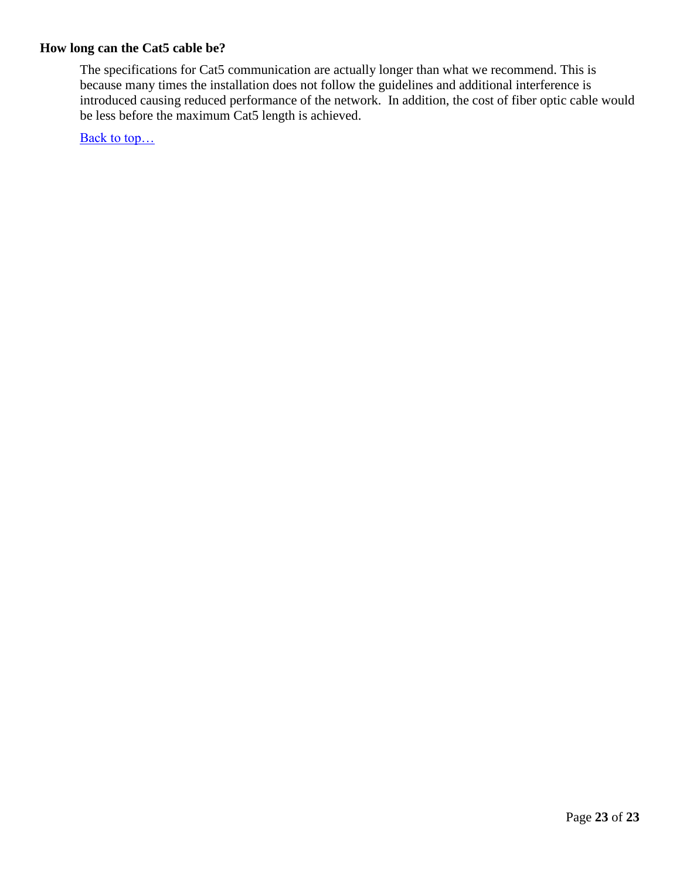**How long can the Cat5 cable be?**

The specifications for Cat5 communication are actually longer than what we recommend. This is because many times the installation does not follow the guidelines and additional interference is introduced causing reduced performance of the network. In addition, the cost of fiber optic cable would be less before the maximum Cat5 length is achieved.

[Back to top…]